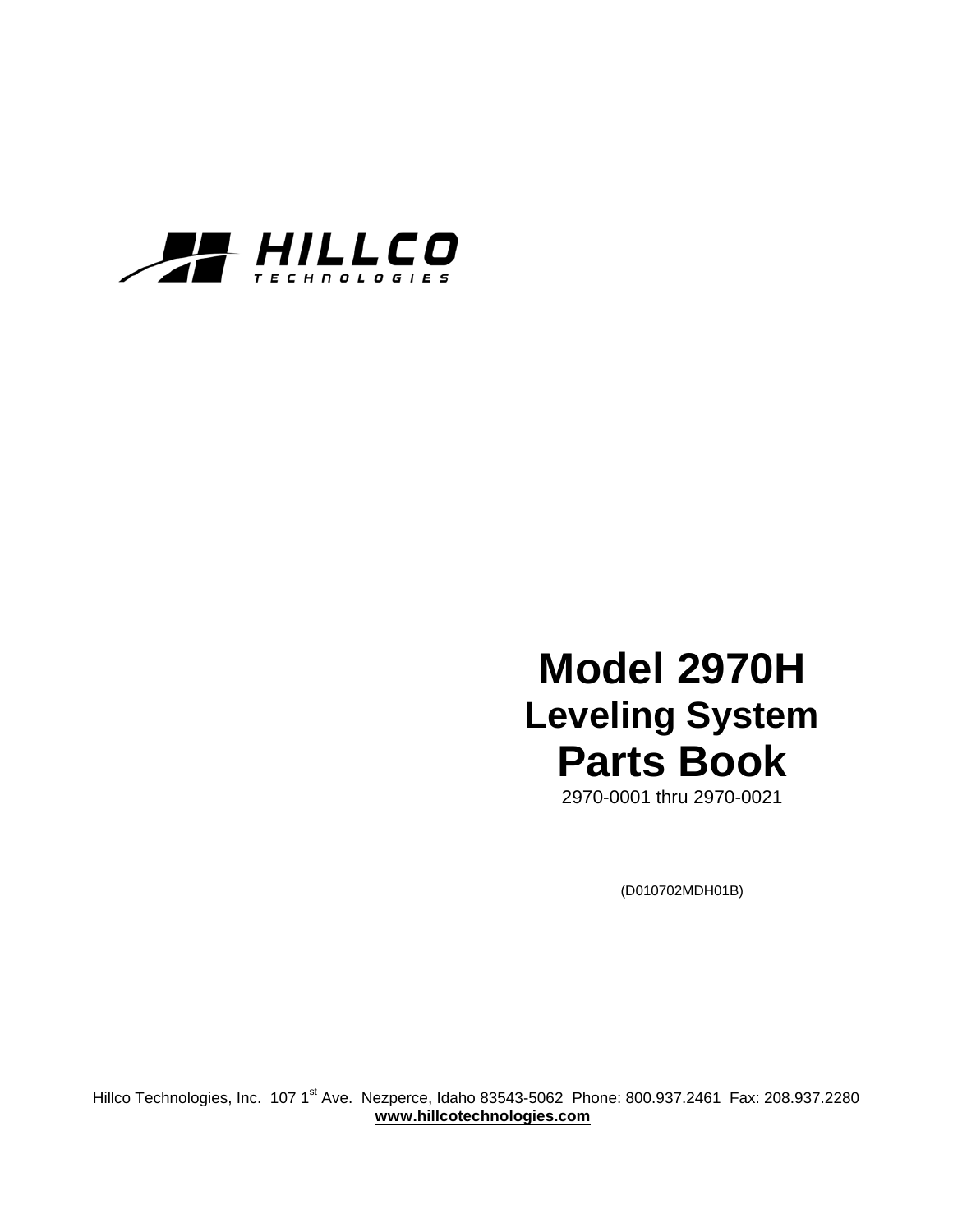HILLCO
TECHNOLOGIES

# Model 2970H

## Leveling System

# Parts Book

2970-0001 thru 2970-0021

(D010702MDH01B)

Hillco Technologies, Inc. 107 1st Ave. Nezperce, Idaho 83543-5062 Phone: 800.937.2461 Fax: 208.937.2280
**www.hillcotechnologies.com**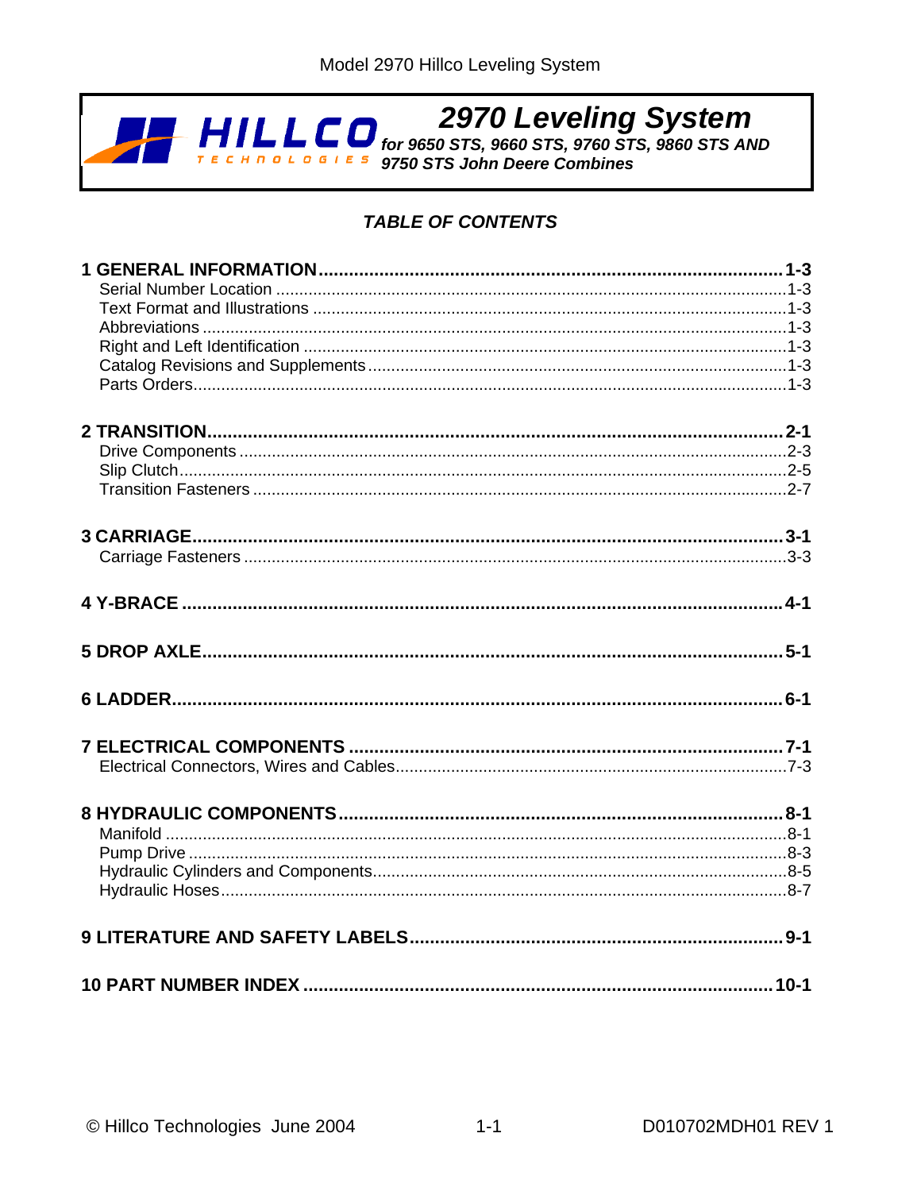# 2970 Leveling System

***for 9650 STS, 9660 STS, 9760 STS, 9860 STS AND 9750 STS John Deere Combines***

## *TABLE OF CONTENTS*

| | |
|---|---|
| **1 GENERAL INFORMATION** | **1-3** |
| Serial Number Location | 1-3 |
| Text Format and Illustrations | 1-3 |
| Abbreviations | 1-3 |
| Right and Left Identification | 1-3 |
| Catalog Revisions and Supplements | 1-3 |
| Parts Orders | 1-3 |
| **2 TRANSITION** | **2-1** |
| Drive Components | 2-3 |
| Slip Clutch | 2-5 |
| Transition Fasteners | 2-7 |
| **3 CARRIAGE** | **3-1** |
| Carriage Fasteners | 3-3 |
| **4 Y-BRACE** | **4-1** |
| **5 DROP AXLE** | **5-1** |
| **6 LADDER** | **6-1** |
| **7 ELECTRICAL COMPONENTS** | **7-1** |
| Electrical Connectors, Wires and Cables | 7-3 |
| **8 HYDRAULIC COMPONENTS** | **8-1** |
| Manifold | 8-1 |
| Pump Drive | 8-3 |
| Hydraulic Cylinders and Components | 8-5 |
| Hydraulic Hoses | 8-7 |
| **9 LITERATURE AND SAFETY LABELS** | **9-1** |
| **10 PART NUMBER INDEX** | **10-1** |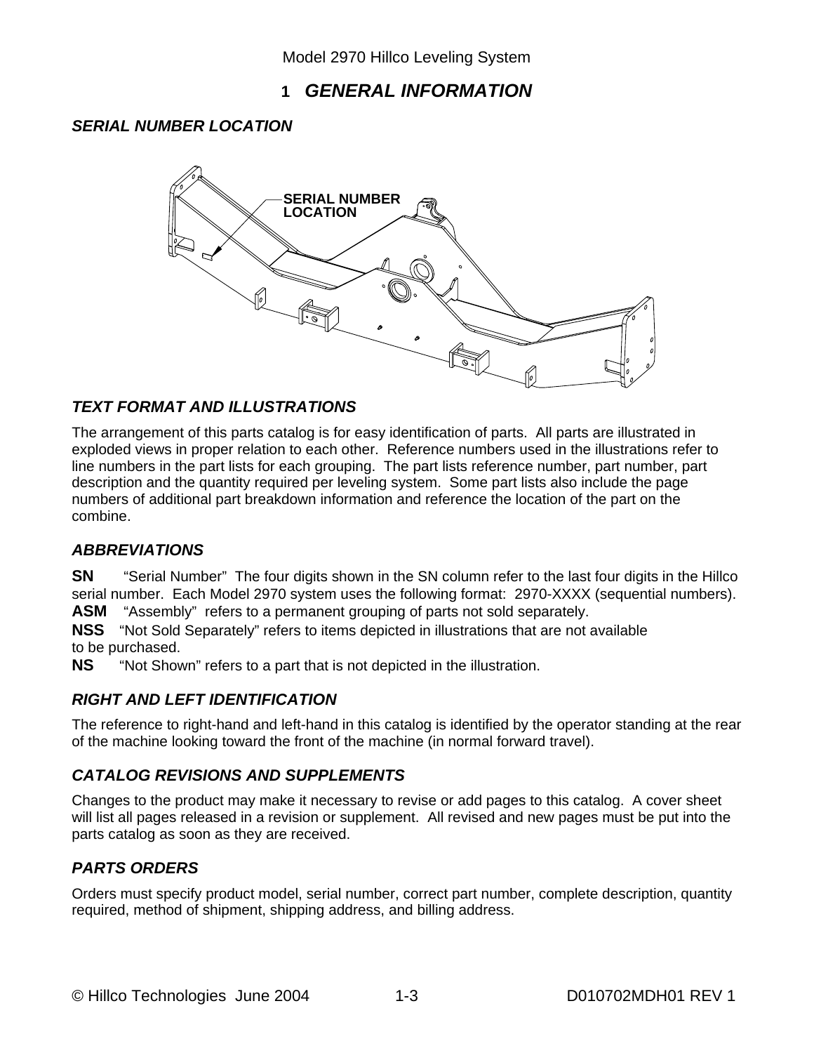# 1 GENERAL INFORMATION

## SERIAL NUMBER LOCATION

SERIAL NUMBER LOCATION

## TEXT FORMAT AND ILLUSTRATIONS

The arrangement of this parts catalog is for easy identification of parts. All parts are illustrated in exploded views in proper relation to each other. Reference numbers used in the illustrations refer to line numbers in the part lists for each grouping. The part lists reference number, part number, part description and the quantity required per leveling system. Some part lists also include the page numbers of additional part breakdown information and reference the location of the part on the combine.

## ABBREVIATIONS

**SN** "Serial Number" The four digits shown in the SN column refer to the last four digits in the Hillco serial number. Each Model 2970 system uses the following format: 2970-XXXX (sequential numbers).
**ASM** "Assembly" refers to a permanent grouping of parts not sold separately.
**NSS** "Not Sold Separately" refers to items depicted in illustrations that are not available to be purchased.
**NS** "Not Shown" refers to a part that is not depicted in the illustration.

## RIGHT AND LEFT IDENTIFICATION

The reference to right-hand and left-hand in this catalog is identified by the operator standing at the rear of the machine looking toward the front of the machine (in normal forward travel).

## CATALOG REVISIONS AND SUPPLEMENTS

Changes to the product may make it necessary to revise or add pages to this catalog. A cover sheet will list all pages released in a revision or supplement. All revised and new pages must be put into the parts catalog as soon as they are received.

## PARTS ORDERS

Orders must specify product model, serial number, correct part number, complete description, quantity required, method of shipment, shipping address, and billing address.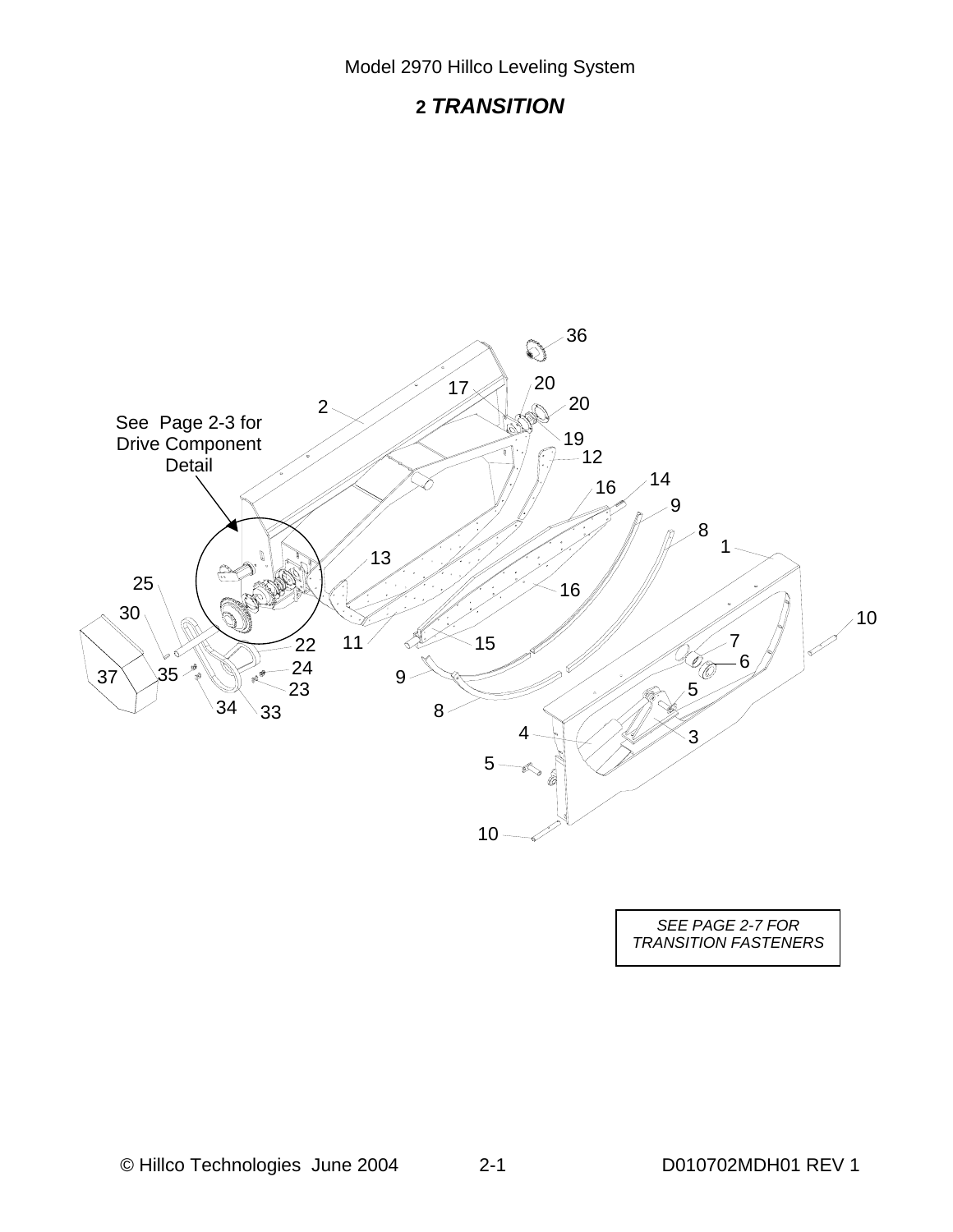# 2 TRANSITION

See Page 2-3 for Drive Component Detail

36
17
20
20
2
19
12
14
16
9
8
1
13
25
16
10
30
11
15
7
22
6
24
37
35
9
5
23
34
33
8
4
3
5
10

SEE PAGE 2-7 FOR TRANSITION FASTENERS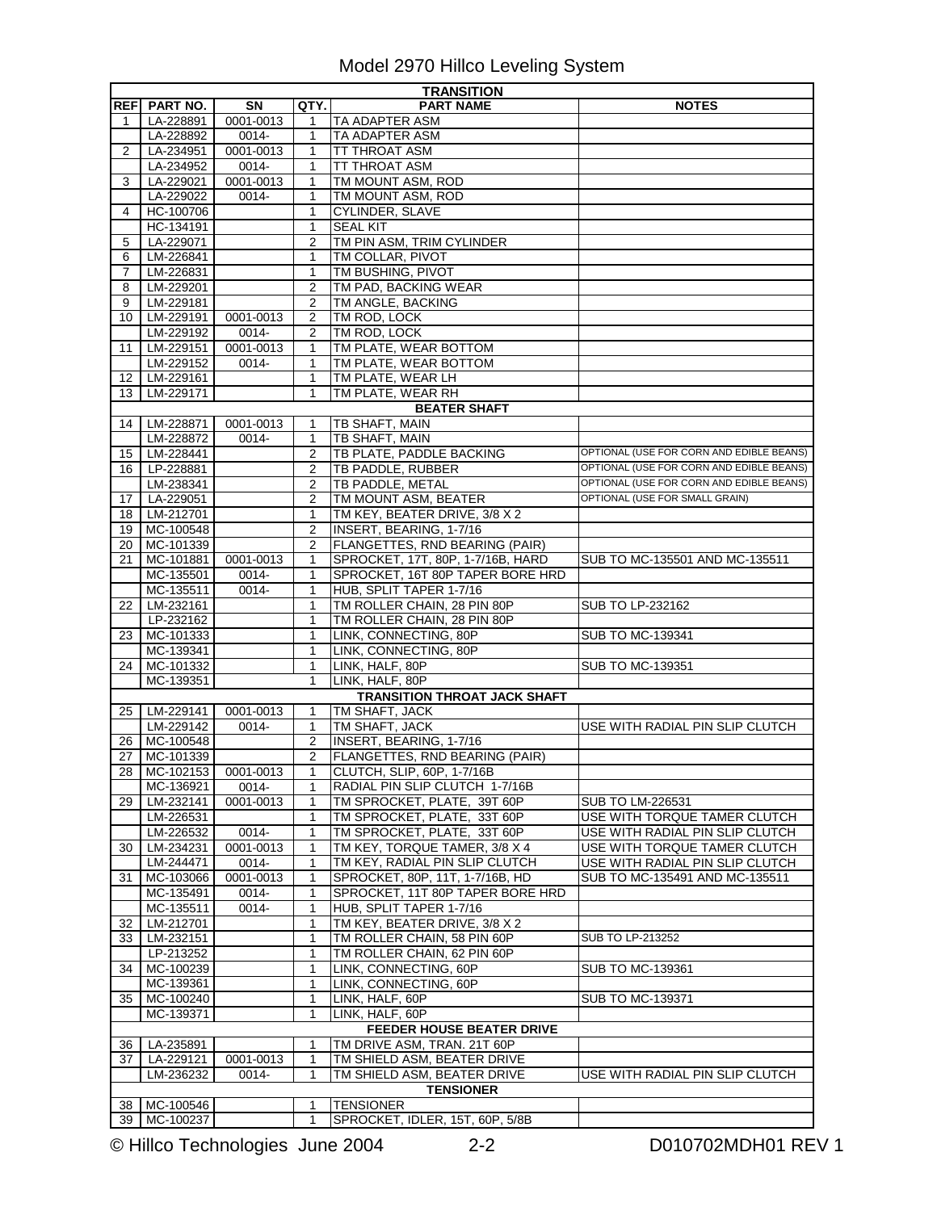# Model 2970 Hillco Leveling System

| REF | PART NO. | SN | QTY. | PART NAME | NOTES |
|---|---|---|---|---|---|
| | | | | **TRANSITION** | |
| 1 | LA-228891 | 0001-0013 | 1 | TA ADAPTER ASM | |
| | LA-228892 | 0014- | 1 | TA ADAPTER ASM | |
| 2 | LA-234951 | 0001-0013 | 1 | TT THROAT ASM | |
| | LA-234952 | 0014- | 1 | TT THROAT ASM | |
| 3 | LA-229021 | 0001-0013 | 1 | TM MOUNT ASM, ROD | |
| | LA-229022 | 0014- | 1 | TM MOUNT ASM, ROD | |
| 4 | HC-100706 | | 1 | CYLINDER, SLAVE | |
| | HC-134191 | | 1 | SEAL KIT | |
| 5 | LA-229071 | | 2 | TM PIN ASM, TRIM CYLINDER | |
| 6 | LM-226841 | | 1 | TM COLLAR, PIVOT | |
| 7 | LM-226831 | | 1 | TM BUSHING, PIVOT | |
| 8 | LM-229201 | | 2 | TM PAD, BACKING WEAR | |
| 9 | LM-229181 | | 2 | TM ANGLE, BACKING | |
| 10 | LM-229191 | 0001-0013 | 2 | TM ROD, LOCK | |
| | LM-229192 | 0014- | 2 | TM ROD, LOCK | |
| 11 | LM-229151 | 0001-0013 | 1 | TM PLATE, WEAR BOTTOM | |
| | LM-229152 | 0014- | 1 | TM PLATE, WEAR BOTTOM | |
| 12 | LM-229161 | | 1 | TM PLATE, WEAR LH | |
| 13 | LM-229171 | | 1 | TM PLATE, WEAR RH | |
| | | | | **BEATER SHAFT** | |
| 14 | LM-228871 | 0001-0013 | 1 | TB SHAFT, MAIN | |
| | LM-228872 | 0014- | 1 | TB SHAFT, MAIN | |
| 15 | LM-228441 | | 2 | TB PLATE, PADDLE BACKING | OPTIONAL (USE FOR CORN AND EDIBLE BEANS) |
| 16 | LP-228881 | | 2 | TB PADDLE, RUBBER | OPTIONAL (USE FOR CORN AND EDIBLE BEANS) |
| | LM-238341 | | 2 | TB PADDLE, METAL | OPTIONAL (USE FOR CORN AND EDIBLE BEANS) |
| 17 | LA-229051 | | 2 | TM MOUNT ASM, BEATER | OPTIONAL (USE FOR SMALL GRAIN) |
| 18 | LM-212701 | | 1 | TM KEY, BEATER DRIVE, 3/8 X 2 | |
| 19 | MC-100548 | | 2 | INSERT, BEARING, 1-7/16 | |
| 20 | MC-101339 | | 2 | FLANGETTES, RND BEARING (PAIR) | |
| 21 | MC-101881 | 0001-0013 | 1 | SPROCKET, 17T, 80P, 1-7/16B, HARD | SUB TO MC-135501 AND MC-135511 |
| | MC-135501 | 0014- | 1 | SPROCKET, 16T 80P TAPER BORE HRD | |
| | MC-135511 | 0014- | 1 | HUB, SPLIT TAPER 1-7/16 | |
| 22 | LM-232161 | | 1 | TM ROLLER CHAIN, 28 PIN 80P | SUB TO LP-232162 |
| | LP-232162 | | 1 | TM ROLLER CHAIN, 28 PIN 80P | |
| 23 | MC-101333 | | 1 | LINK, CONNECTING, 80P | SUB TO MC-139341 |
| | MC-139341 | | 1 | LINK, CONNECTING, 80P | |
| 24 | MC-101332 | | 1 | LINK, HALF, 80P | SUB TO MC-139351 |
| | MC-139351 | | 1 | LINK, HALF, 80P | |
| | | | | **TRANSITION THROAT JACK SHAFT** | |
| 25 | LM-229141 | 0001-0013 | 1 | TM SHAFT, JACK | |
| | LM-229142 | 0014- | 1 | TM SHAFT, JACK | USE WITH RADIAL PIN SLIP CLUTCH |
| 26 | MC-100548 | | 2 | INSERT, BEARING, 1-7/16 | |
| 27 | MC-101339 | | 2 | FLANGETTES, RND BEARING (PAIR) | |
| 28 | MC-102153 | 0001-0013 | 1 | CLUTCH, SLIP, 60P, 1-7/16B | |
| | MC-136921 | 0014- | 1 | RADIAL PIN SLIP CLUTCH 1-7/16B | |
| 29 | LM-232141 | 0001-0013 | 1 | TM SPROCKET, PLATE, 39T 60P | SUB TO LM-226531 |
| | LM-226531 | | 1 | TM SPROCKET, PLATE, 33T 60P | USE WITH TORQUE TAMER CLUTCH |
| | LM-226532 | 0014- | 1 | TM SPROCKET, PLATE, 33T 60P | USE WITH RADIAL PIN SLIP CLUTCH |
| 30 | LM-234231 | 0001-0013 | 1 | TM KEY, TORQUE TAMER, 3/8 X 4 | USE WITH TORQUE TAMER CLUTCH |
| | LM-244471 | 0014- | 1 | TM KEY, RADIAL PIN SLIP CLUTCH | USE WITH RADIAL PIN SLIP CLUTCH |
| 31 | MC-103066 | 0001-0013 | 1 | SPROCKET, 80P, 11T, 1-7/16B, HD | SUB TO MC-135491 AND MC-135511 |
| | MC-135491 | 0014- | 1 | SPROCKET, 11T 80P TAPER BORE HRD | |
| | MC-135511 | 0014- | 1 | HUB, SPLIT TAPER 1-7/16 | |
| 32 | LM-212701 | | 1 | TM KEY, BEATER DRIVE, 3/8 X 2 | |
| 33 | LM-232151 | | 1 | TM ROLLER CHAIN, 58 PIN 60P | SUB TO LP-213252 |
| | LP-213252 | | 1 | TM ROLLER CHAIN, 62 PIN 60P | |
| 34 | MC-100239 | | 1 | LINK, CONNECTING, 60P | SUB TO MC-139361 |
| | MC-139361 | | 1 | LINK, CONNECTING, 60P | |
| 35 | MC-100240 | | 1 | LINK, HALF, 60P | SUB TO MC-139371 |
| | MC-139371 | | 1 | LINK, HALF, 60P | |
| | | | | **FEEDER HOUSE BEATER DRIVE** | |
| 36 | LA-235891 | | 1 | TM DRIVE ASM, TRAN. 21T 60P | |
| 37 | LA-229121 | 0001-0013 | 1 | TM SHIELD ASM, BEATER DRIVE | |
| | LM-236232 | 0014- | 1 | TM SHIELD ASM, BEATER DRIVE | USE WITH RADIAL PIN SLIP CLUTCH |
| | | | | **TENSIONER** | |
| 38 | MC-100546 | | 1 | TENSIONER | |
| 39 | MC-100237 | | 1 | SPROCKET, IDLER, 15T, 60P, 5/8B | |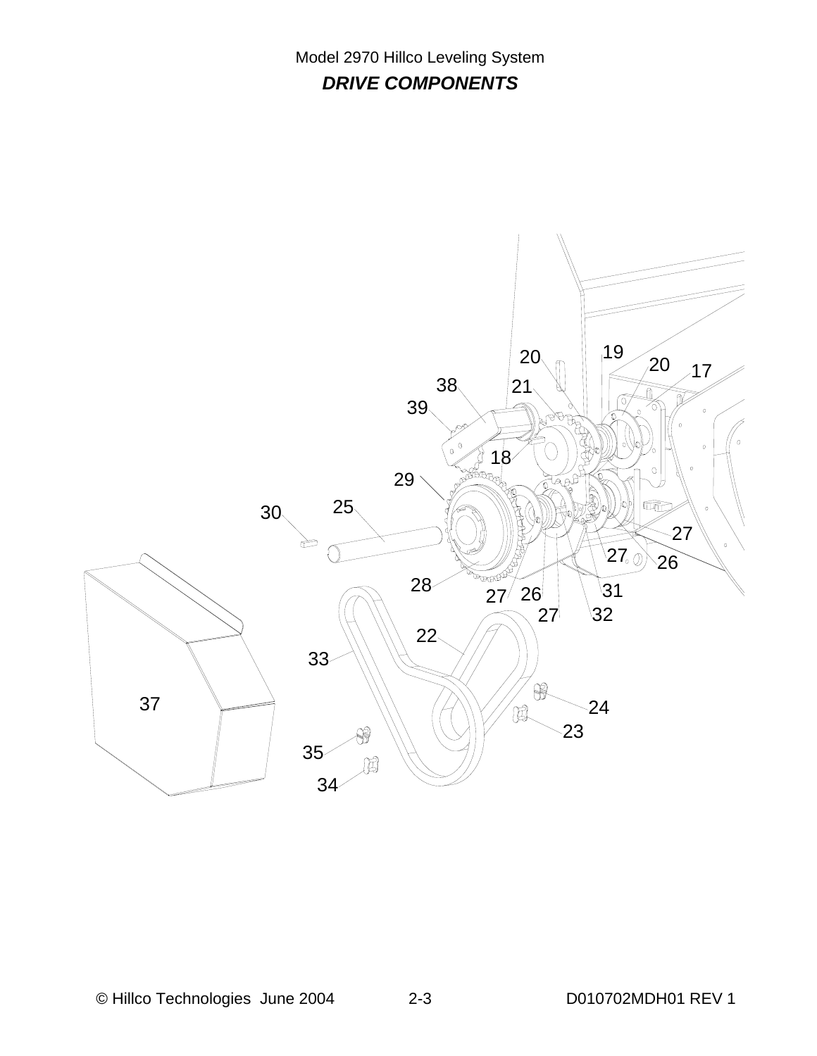Model 2970 Hillco Leveling System

## *DRIVE COMPONENTS*

19
20
20
17
38
21
39
18
29
30
25
27
27
26
28
31
27
26
27
32
22
33
37
24
23
35
34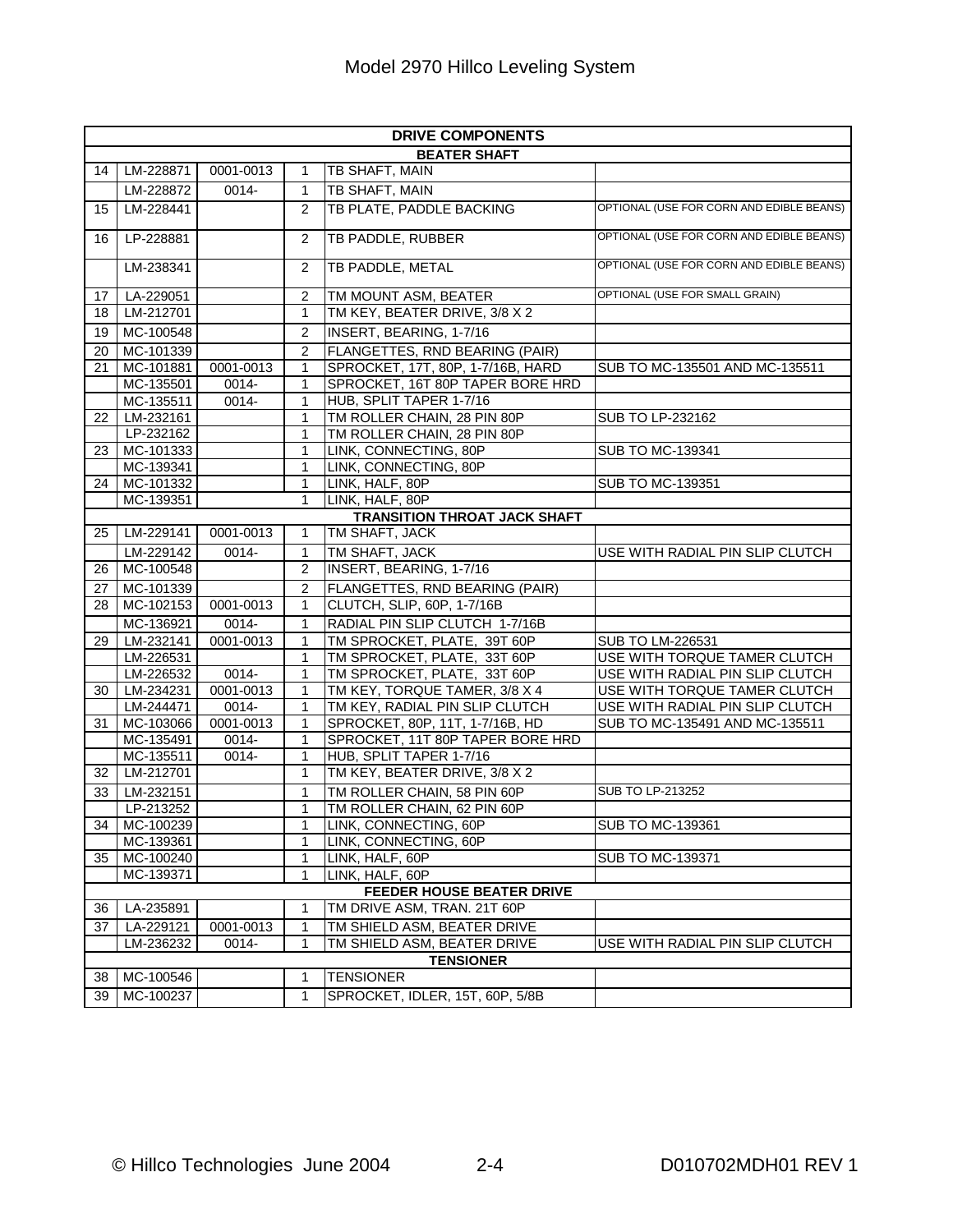# Model 2970 Hillco Leveling System

| DRIVE COMPONENTS | | | | | |
|---|---|---|---|---|---|
| **BEATER SHAFT** | | | | | |
| 14 | LM-228871 | 0001-0013 | 1 | TB SHAFT, MAIN | |
| | LM-228872 | 0014- | 1 | TB SHAFT, MAIN | |
| 15 | LM-228441 | | 2 | TB PLATE, PADDLE BACKING | OPTIONAL (USE FOR CORN AND EDIBLE BEANS) |
| 16 | LP-228881 | | 2 | TB PADDLE, RUBBER | OPTIONAL (USE FOR CORN AND EDIBLE BEANS) |
| | LM-238341 | | 2 | TB PADDLE, METAL | OPTIONAL (USE FOR CORN AND EDIBLE BEANS) |
| 17 | LA-229051 | | 2 | TM MOUNT ASM, BEATER | OPTIONAL (USE FOR SMALL GRAIN) |
| 18 | LM-212701 | | 1 | TM KEY, BEATER DRIVE, 3/8 X 2 | |
| 19 | MC-100548 | | 2 | INSERT, BEARING, 1-7/16 | |
| 20 | MC-101339 | | 2 | FLANGETTES, RND BEARING (PAIR) | |
| 21 | MC-101881 | 0001-0013 | 1 | SPROCKET, 17T, 80P, 1-7/16B, HARD | SUB TO MC-135501 AND MC-135511 |
| | MC-135501 | 0014- | 1 | SPROCKET, 16T 80P TAPER BORE HRD | |
| | MC-135511 | 0014- | 1 | HUB, SPLIT TAPER 1-7/16 | |
| 22 | LM-232161 | | 1 | TM ROLLER CHAIN, 28 PIN 80P | SUB TO LP-232162 |
| | LP-232162 | | 1 | TM ROLLER CHAIN, 28 PIN 80P | |
| 23 | MC-101333 | | 1 | LINK, CONNECTING, 80P | SUB TO MC-139341 |
| | MC-139341 | | 1 | LINK, CONNECTING, 80P | |
| 24 | MC-101332 | | 1 | LINK, HALF, 80P | SUB TO MC-139351 |
| | MC-139351 | | 1 | LINK, HALF, 80P | |
| **TRANSITION THROAT JACK SHAFT** | | | | | |
| 25 | LM-229141 | 0001-0013 | 1 | TM SHAFT, JACK | |
| | LM-229142 | 0014- | 1 | TM SHAFT, JACK | USE WITH RADIAL PIN SLIP CLUTCH |
| 26 | MC-100548 | | 2 | INSERT, BEARING, 1-7/16 | |
| 27 | MC-101339 | | 2 | FLANGETTES, RND BEARING (PAIR) | |
| 28 | MC-102153 | 0001-0013 | 1 | CLUTCH, SLIP, 60P, 1-7/16B | |
| | MC-136921 | 0014- | 1 | RADIAL PIN SLIP CLUTCH 1-7/16B | |
| 29 | LM-232141 | 0001-0013 | 1 | TM SPROCKET, PLATE, 39T 60P | SUB TO LM-226531 |
| | LM-226531 | | 1 | TM SPROCKET, PLATE, 33T 60P | USE WITH TORQUE TAMER CLUTCH |
| | LM-226532 | 0014- | 1 | TM SPROCKET, PLATE, 33T 60P | USE WITH RADIAL PIN SLIP CLUTCH |
| 30 | LM-234231 | 0001-0013 | 1 | TM KEY, TORQUE TAMER, 3/8 X 4 | USE WITH TORQUE TAMER CLUTCH |
| | LM-244471 | 0014- | 1 | TM KEY, RADIAL PIN SLIP CLUTCH | USE WITH RADIAL PIN SLIP CLUTCH |
| 31 | MC-103066 | 0001-0013 | 1 | SPROCKET, 80P, 11T, 1-7/16B, HD | SUB TO MC-135491 AND MC-135511 |
| | MC-135491 | 0014- | 1 | SPROCKET, 11T 80P TAPER BORE HRD | |
| | MC-135511 | 0014- | 1 | HUB, SPLIT TAPER 1-7/16 | |
| 32 | LM-212701 | | 1 | TM KEY, BEATER DRIVE, 3/8 X 2 | |
| 33 | LM-232151 | | 1 | TM ROLLER CHAIN, 58 PIN 60P | SUB TO LP-213252 |
| | LP-213252 | | 1 | TM ROLLER CHAIN, 62 PIN 60P | |
| 34 | MC-100239 | | 1 | LINK, CONNECTING, 60P | SUB TO MC-139361 |
| | MC-139361 | | 1 | LINK, CONNECTING, 60P | |
| 35 | MC-100240 | | 1 | LINK, HALF, 60P | SUB TO MC-139371 |
| | MC-139371 | | 1 | LINK, HALF, 60P | |
| **FEEDER HOUSE BEATER DRIVE** | | | | | |
| 36 | LA-235891 | | 1 | TM DRIVE ASM, TRAN. 21T 60P | |
| 37 | LA-229121 | 0001-0013 | 1 | TM SHIELD ASM, BEATER DRIVE | |
| | LM-236232 | 0014- | 1 | TM SHIELD ASM, BEATER DRIVE | USE WITH RADIAL PIN SLIP CLUTCH |
| **TENSIONER** | | | | | |
| 38 | MC-100546 | | 1 | TENSIONER | |
| 39 | MC-100237 | | 1 | SPROCKET, IDLER, 15T, 60P, 5/8B | |

© Hillco Technologies June 2004 2-4 D010702MDH01 REV 1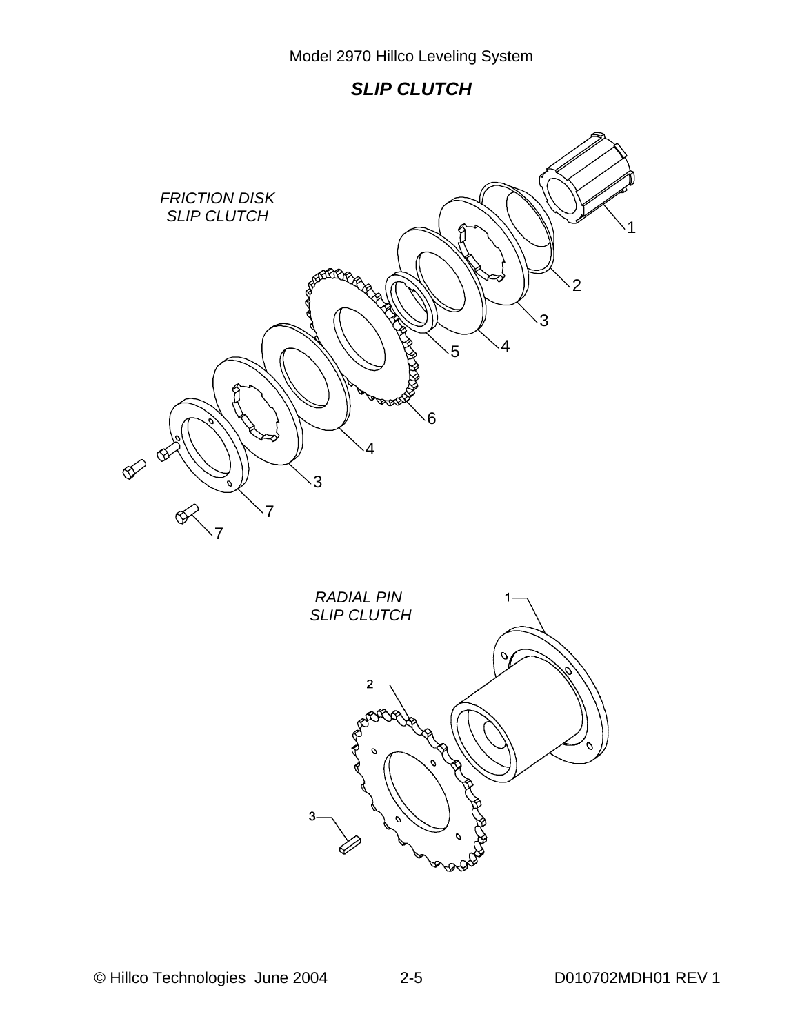## *SLIP CLUTCH*

*FRICTION DISK SLIP CLUTCH*

1

2

3

4

5

6

4

3

7

7

*RADIAL PIN SLIP CLUTCH*

1

2

3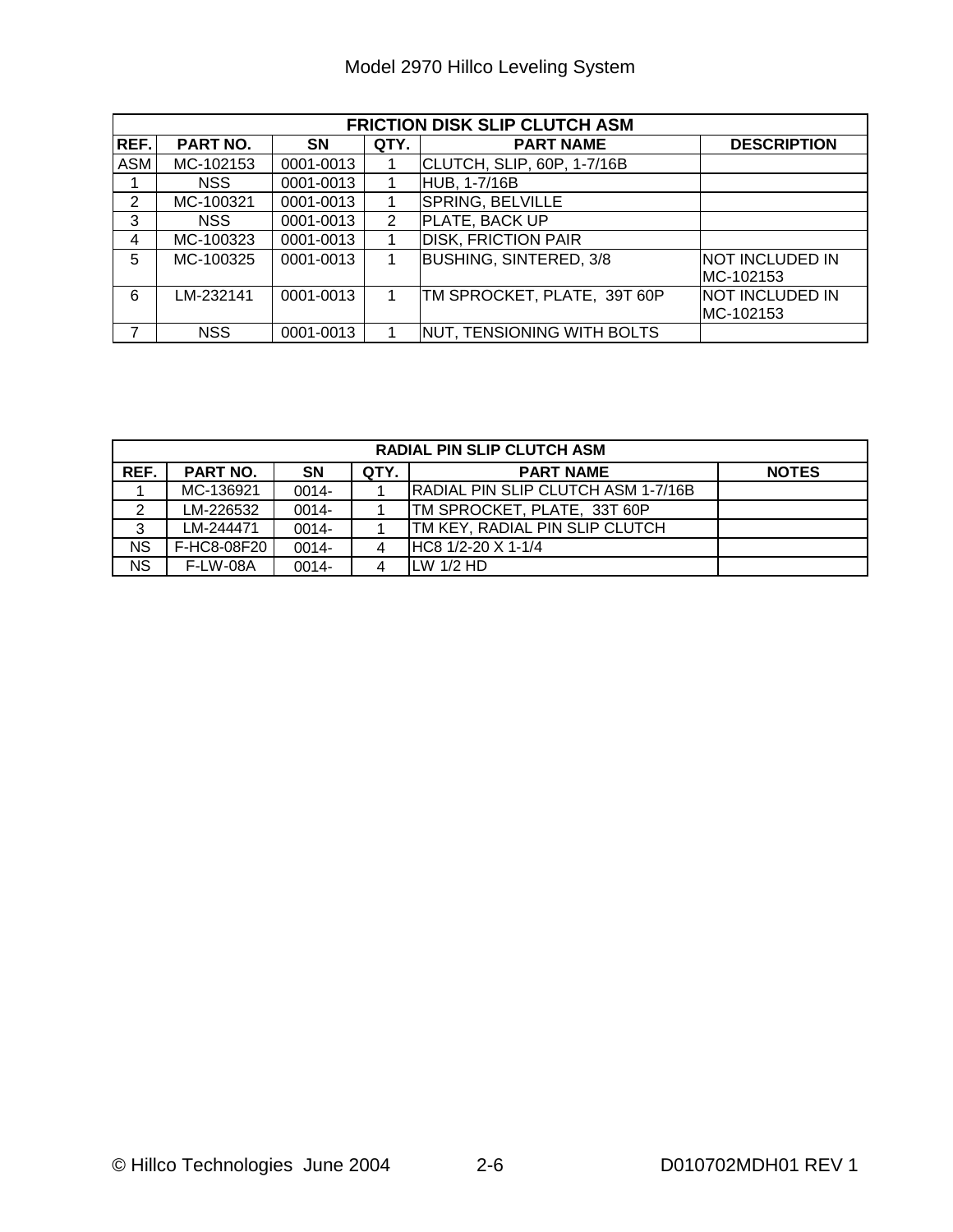| FRICTION DISK SLIP CLUTCH ASM | | | | | |
|---|---|---|---|---|---|
| REF. | PART NO. | SN | QTY. | PART NAME | DESCRIPTION |
| ASM | MC-102153 | 0001-0013 | 1 | CLUTCH, SLIP, 60P, 1-7/16B | |
| 1 | NSS | 0001-0013 | 1 | HUB, 1-7/16B | |
| 2 | MC-100321 | 0001-0013 | 1 | SPRING, BELVILLE | |
| 3 | NSS | 0001-0013 | 2 | PLATE, BACK UP | |
| 4 | MC-100323 | 0001-0013 | 1 | DISK, FRICTION PAIR | |
| 5 | MC-100325 | 0001-0013 | 1 | BUSHING, SINTERED, 3/8 | NOT INCLUDED IN MC-102153 |
| 6 | LM-232141 | 0001-0013 | 1 | TM SPROCKET, PLATE, 39T 60P | NOT INCLUDED IN MC-102153 |
| 7 | NSS | 0001-0013 | 1 | NUT, TENSIONING WITH BOLTS | |

| RADIAL PIN SLIP CLUTCH ASM | | | | | |
|---|---|---|---|---|---|
| REF. | PART NO. | SN | QTY. | PART NAME | NOTES |
| 1 | MC-136921 | 0014- | 1 | RADIAL PIN SLIP CLUTCH ASM 1-7/16B | |
| 2 | LM-226532 | 0014- | 1 | TM SPROCKET, PLATE, 33T 60P | |
| 3 | LM-244471 | 0014- | 1 | TM KEY, RADIAL PIN SLIP CLUTCH | |
| NS | F-HC8-08F20 | 0014- | 4 | HC8 1/2-20 X 1-1/4 | |
| NS | F-LW-08A | 0014- | 4 | LW 1/2 HD | |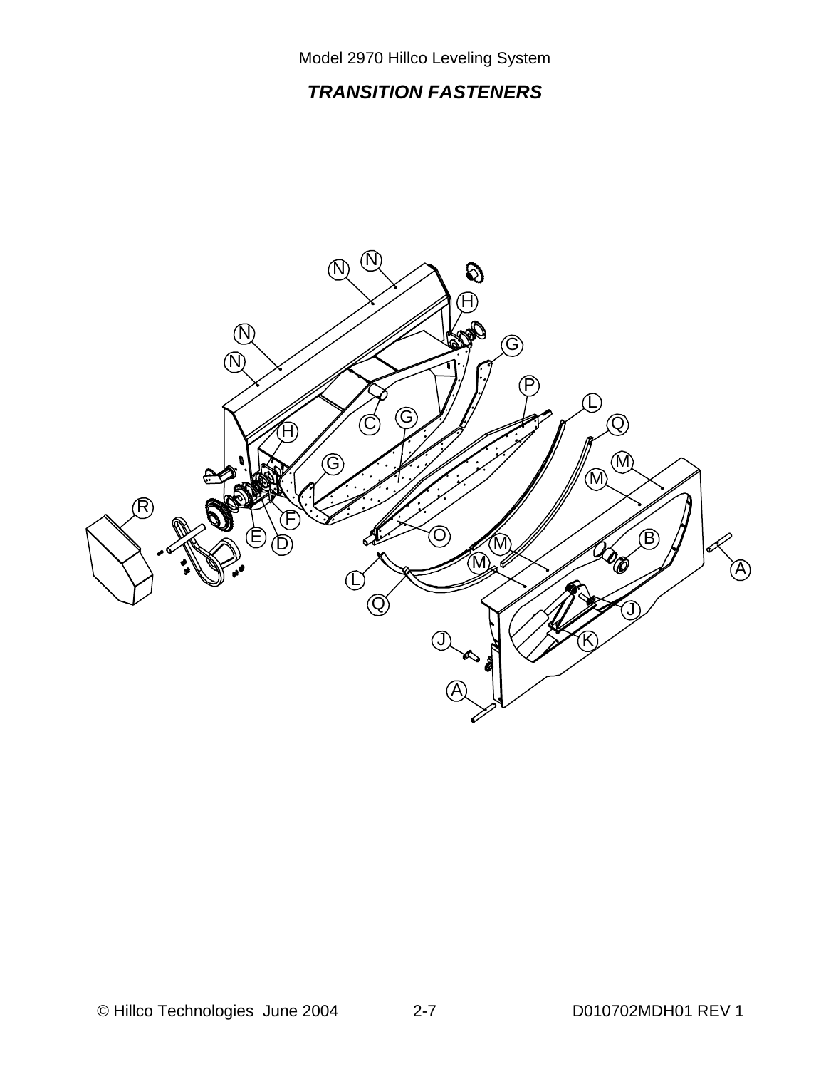## *TRANSITION FASTENERS*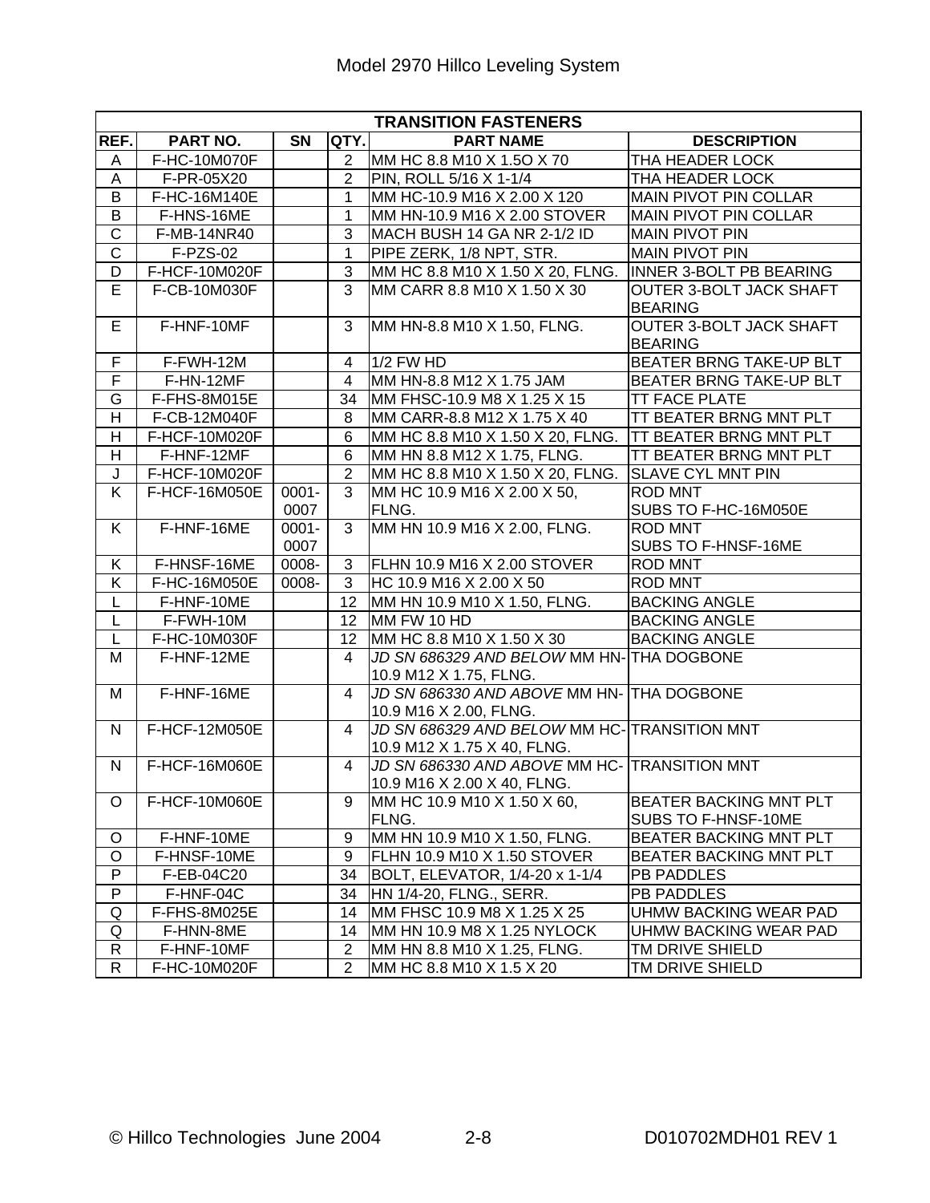| TRANSITION FASTENERS | | | | | |
|---|---|---|---|---|---|
| **REF.** | **PART NO.** | **SN** | **QTY.** | **PART NAME** | **DESCRIPTION** |
| A | F-HC-10M070F | | 2 | MM HC 8.8 M10 X 1.5O X 70 | THA HEADER LOCK |
| A | F-PR-05X20 | | 2 | PIN, ROLL 5/16 X 1-1/4 | THA HEADER LOCK |
| B | F-HC-16M140E | | 1 | MM HC-10.9 M16 X 2.00 X 120 | MAIN PIVOT PIN COLLAR |
| B | F-HNS-16ME | | 1 | MM HN-10.9 M16 X 2.00 STOVER | MAIN PIVOT PIN COLLAR |
| C | F-MB-14NR40 | | 3 | MACH BUSH 14 GA NR 2-1/2 ID | MAIN PIVOT PIN |
| C | F-PZS-02 | | 1 | PIPE ZERK, 1/8 NPT, STR. | MAIN PIVOT PIN |
| D | F-HCF-10M020F | | 3 | MM HC 8.8 M10 X 1.50 X 20, FLNG. | INNER 3-BOLT PB BEARING |
| E | F-CB-10M030F | | 3 | MM CARR 8.8 M10 X 1.50 X 30 | OUTER 3-BOLT JACK SHAFT BEARING |
| E | F-HNF-10MF | | 3 | MM HN-8.8 M10 X 1.50, FLNG. | OUTER 3-BOLT JACK SHAFT BEARING |
| F | F-FWH-12M | | 4 | 1/2 FW HD | BEATER BRNG TAKE-UP BLT |
| F | F-HN-12MF | | 4 | MM HN-8.8 M12 X 1.75 JAM | BEATER BRNG TAKE-UP BLT |
| G | F-FHS-8M015E | | 34 | MM FHSC-10.9 M8 X 1.25 X 15 | TT FACE PLATE |
| H | F-CB-12M040F | | 8 | MM CARR-8.8 M12 X 1.75 X 40 | TT BEATER BRNG MNT PLT |
| H | F-HCF-10M020F | | 6 | MM HC 8.8 M10 X 1.50 X 20, FLNG. | TT BEATER BRNG MNT PLT |
| H | F-HNF-12MF | | 6 | MM HN 8.8 M12 X 1.75, FLNG. | TT BEATER BRNG MNT PLT |
| J | F-HCF-10M020F | | 2 | MM HC 8.8 M10 X 1.50 X 20, FLNG. | SLAVE CYL MNT PIN |
| K | F-HCF-16M050E | 0001-0007 | 3 | MM HC 10.9 M16 X 2.00 X 50, FLNG. | ROD MNT SUBS TO F-HC-16M050E |
| K | F-HNF-16ME | 0001-0007 | 3 | MM HN 10.9 M16 X 2.00, FLNG. | ROD MNT SUBS TO F-HNSF-16ME |
| K | F-HNSF-16ME | 0008- | 3 | FLHN 10.9 M16 X 2.00 STOVER | ROD MNT |
| K | F-HC-16M050E | 0008- | 3 | HC 10.9 M16 X 2.00 X 50 | ROD MNT |
| L | F-HNF-10ME | | 12 | MM HN 10.9 M10 X 1.50, FLNG. | BACKING ANGLE |
| L | F-FWH-10M | | 12 | MM FW 10 HD | BACKING ANGLE |
| L | F-HC-10M030F | | 12 | MM HC 8.8 M10 X 1.50 X 30 | BACKING ANGLE |
| M | F-HNF-12ME | | 4 | *JD SN 686329 AND BELOW* MM HN-10.9 M12 X 1.75, FLNG. | THA DOGBONE |
| M | F-HNF-16ME | | 4 | *JD SN 686330 AND ABOVE* MM HN-10.9 M16 X 2.00, FLNG. | THA DOGBONE |
| N | F-HCF-12M050E | | 4 | *JD SN 686329 AND BELOW* MM HC-10.9 M12 X 1.75 X 40, FLNG. | TRANSITION MNT |
| N | F-HCF-16M060E | | 4 | *JD SN 686330 AND ABOVE* MM HC-10.9 M16 X 2.00 X 40, FLNG. | TRANSITION MNT |
| O | F-HCF-10M060E | | 9 | MM HC 10.9 M10 X 1.50 X 60, FLNG. | BEATER BACKING MNT PLT SUBS TO F-HNSF-10ME |
| O | F-HNF-10ME | | 9 | MM HN 10.9 M10 X 1.50, FLNG. | BEATER BACKING MNT PLT |
| O | F-HNSF-10ME | | 9 | FLHN 10.9 M10 X 1.50 STOVER | BEATER BACKING MNT PLT |
| P | F-EB-04C20 | | 34 | BOLT, ELEVATOR, 1/4-20 x 1-1/4 | PB PADDLES |
| P | F-HNF-04C | | 34 | HN 1/4-20, FLNG., SERR. | PB PADDLES |
| Q | F-FHS-8M025E | | 14 | MM FHSC 10.9 M8 X 1.25 X 25 | UHMW BACKING WEAR PAD |
| Q | F-HNN-8ME | | 14 | MM HN 10.9 M8 X 1.25 NYLOCK | UHMW BACKING WEAR PAD |
| R | F-HNF-10MF | | 2 | MM HN 8.8 M10 X 1.25, FLNG. | TM DRIVE SHIELD |
| R | F-HC-10M020F | | 2 | MM HC 8.8 M10 X 1.5 X 20 | TM DRIVE SHIELD |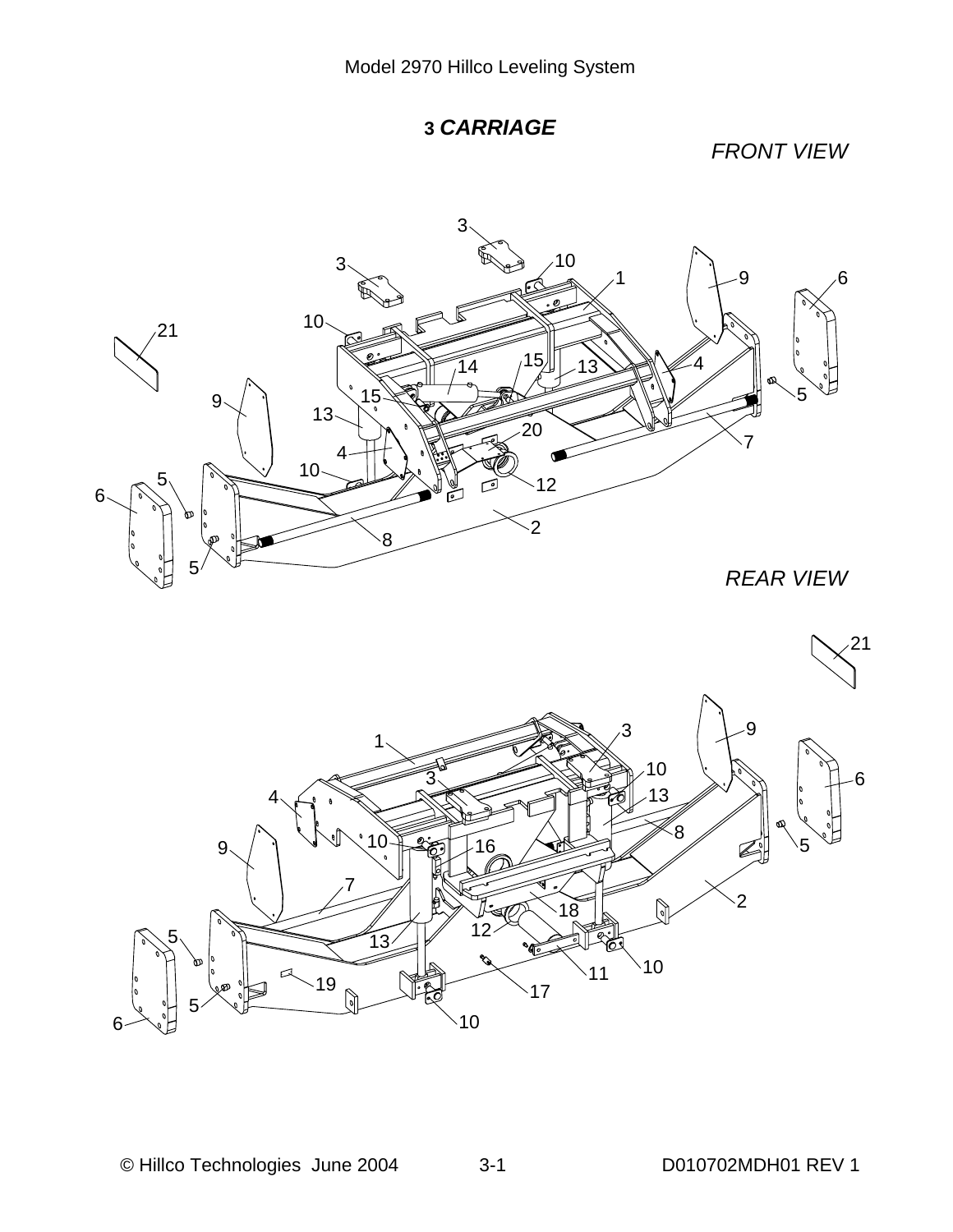## 3 *CARRIAGE*

*FRONT VIEW*

*REAR VIEW*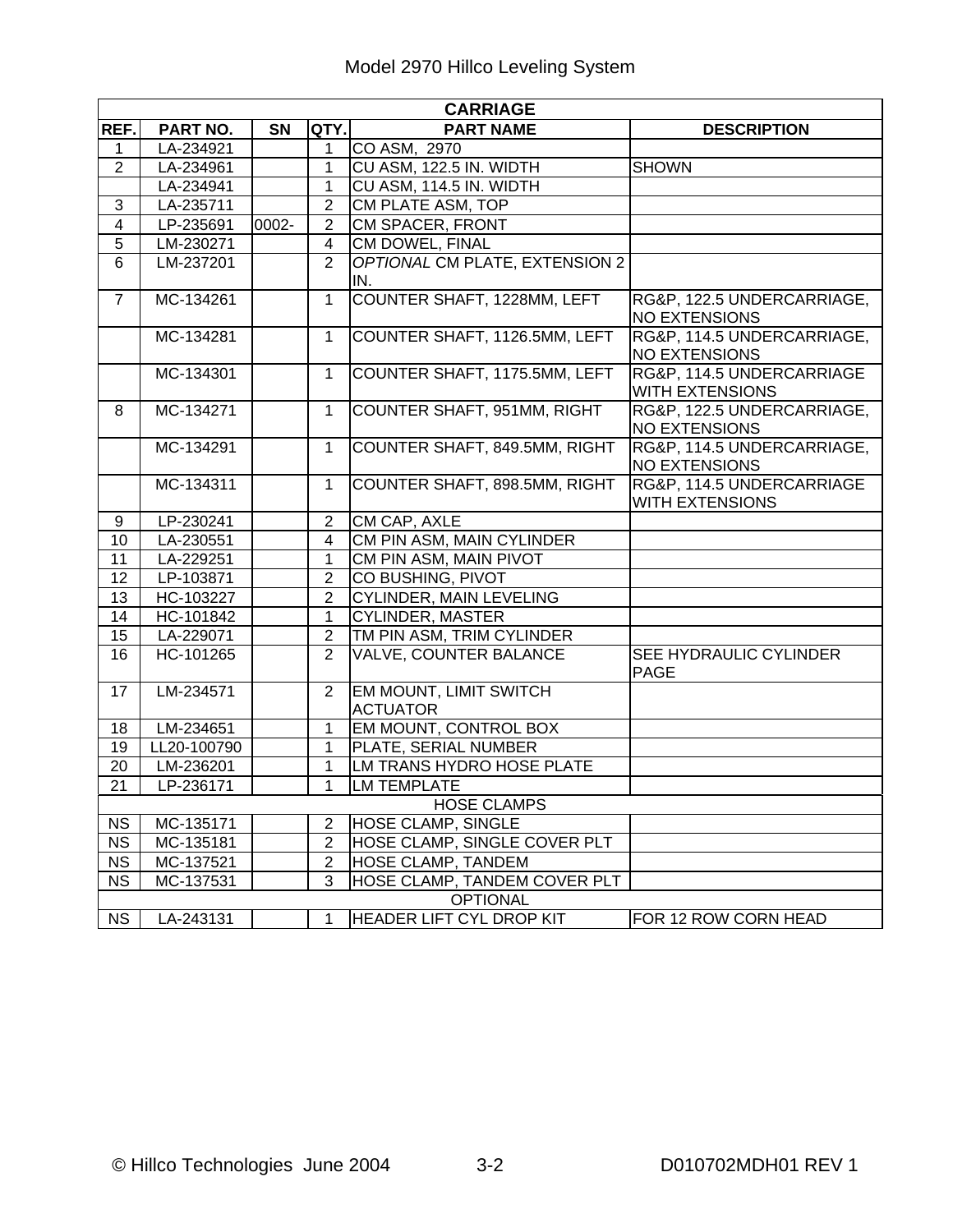| CARRIAGE | | | | | |
|---|---|---|---|---|---|
| REF. | PART NO. | SN | QTY. | PART NAME | DESCRIPTION |
| 1 | LA-234921 | | 1 | CO ASM, 2970 | |
| 2 | LA-234961 | | 1 | CU ASM, 122.5 IN. WIDTH | SHOWN |
| | LA-234941 | | 1 | CU ASM, 114.5 IN. WIDTH | |
| 3 | LA-235711 | | 2 | CM PLATE ASM, TOP | |
| 4 | LP-235691 | 0002- | 2 | CM SPACER, FRONT | |
| 5 | LM-230271 | | 4 | CM DOWEL, FINAL | |
| 6 | LM-237201 | | 2 | *OPTIONAL* CM PLATE, EXTENSION 2 IN. | |
| 7 | MC-134261 | | 1 | COUNTER SHAFT, 1228MM, LEFT | RG&P, 122.5 UNDERCARRIAGE, NO EXTENSIONS |
| | MC-134281 | | 1 | COUNTER SHAFT, 1126.5MM, LEFT | RG&P, 114.5 UNDERCARRIAGE, NO EXTENSIONS |
| | MC-134301 | | 1 | COUNTER SHAFT, 1175.5MM, LEFT | RG&P, 114.5 UNDERCARRIAGE WITH EXTENSIONS |
| 8 | MC-134271 | | 1 | COUNTER SHAFT, 951MM, RIGHT | RG&P, 122.5 UNDERCARRIAGE, NO EXTENSIONS |
| | MC-134291 | | 1 | COUNTER SHAFT, 849.5MM, RIGHT | RG&P, 114.5 UNDERCARRIAGE, NO EXTENSIONS |
| | MC-134311 | | 1 | COUNTER SHAFT, 898.5MM, RIGHT | RG&P, 114.5 UNDERCARRIAGE WITH EXTENSIONS |
| 9 | LP-230241 | | 2 | CM CAP, AXLE | |
| 10 | LA-230551 | | 4 | CM PIN ASM, MAIN CYLINDER | |
| 11 | LA-229251 | | 1 | CM PIN ASM, MAIN PIVOT | |
| 12 | LP-103871 | | 2 | CO BUSHING, PIVOT | |
| 13 | HC-103227 | | 2 | CYLINDER, MAIN LEVELING | |
| 14 | HC-101842 | | 1 | CYLINDER, MASTER | |
| 15 | LA-229071 | | 2 | TM PIN ASM, TRIM CYLINDER | |
| 16 | HC-101265 | | 2 | VALVE, COUNTER BALANCE | SEE HYDRAULIC CYLINDER PAGE |
| 17 | LM-234571 | | 2 | EM MOUNT, LIMIT SWITCH ACTUATOR | |
| 18 | LM-234651 | | 1 | EM MOUNT, CONTROL BOX | |
| 19 | LL20-100790 | | 1 | PLATE, SERIAL NUMBER | |
| 20 | LM-236201 | | 1 | LM TRANS HYDRO HOSE PLATE | |
| 21 | LP-236171 | | 1 | LM TEMPLATE | |
| HOSE CLAMPS | | | | | |
| NS | MC-135171 | | 2 | HOSE CLAMP, SINGLE | |
| NS | MC-135181 | | 2 | HOSE CLAMP, SINGLE COVER PLT | |
| NS | MC-137521 | | 2 | HOSE CLAMP, TANDEM | |
| NS | MC-137531 | | 3 | HOSE CLAMP, TANDEM COVER PLT | |
| OPTIONAL | | | | | |
| NS | LA-243131 | | 1 | HEADER LIFT CYL DROP KIT | FOR 12 ROW CORN HEAD |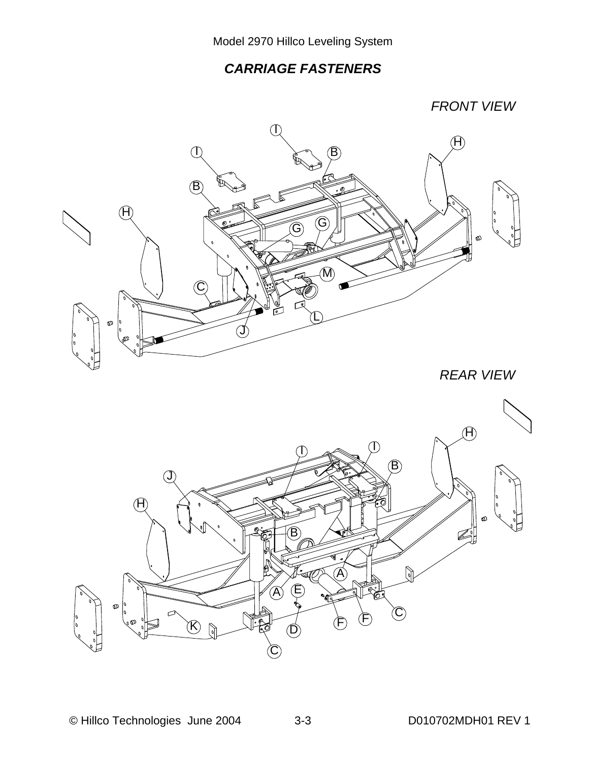## *CARRIAGE FASTENERS*

*FRONT VIEW*

*REAR VIEW*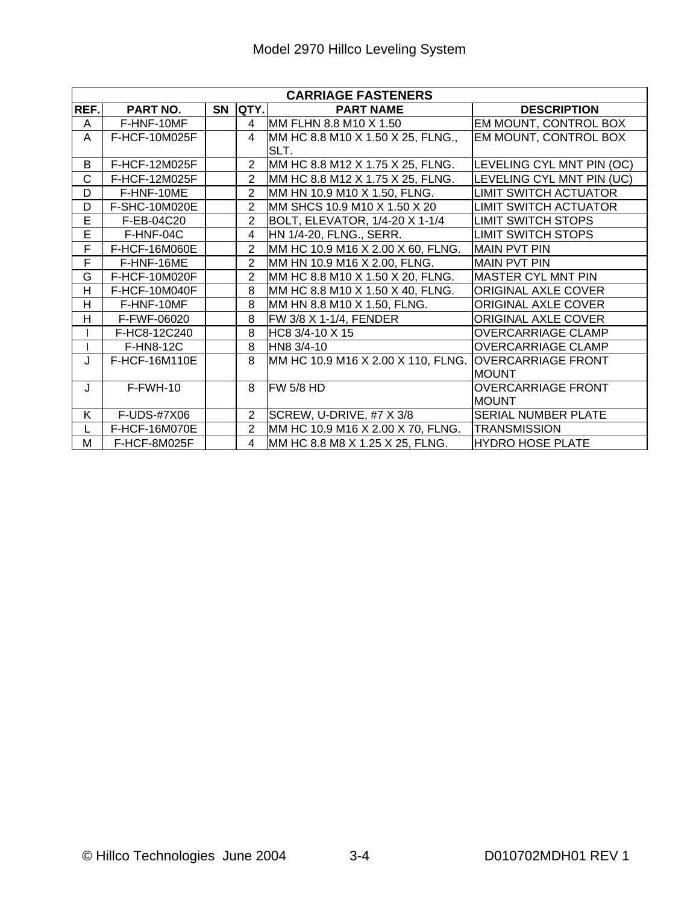| CARRIAGE FASTENERS | | | | | |
|---|---|---|---|---|---|
| REF. | PART NO. | SN | QTY. | PART NAME | DESCRIPTION |
| A | F-HNF-10MF | | 4 | MM FLHN 8.8 M10 X 1.50 | EM MOUNT, CONTROL BOX |
| A | F-HCF-10M025F | | 4 | MM HC 8.8 M10 X 1.50 X 25, FLNG., SLT. | EM MOUNT, CONTROL BOX |
| B | F-HCF-12M025F | | 2 | MM HC 8.8 M12 X 1.75 X 25, FLNG. | LEVELING CYL MNT PIN (OC) |
| C | F-HCF-12M025F | | 2 | MM HC 8.8 M12 X 1.75 X 25, FLNG. | LEVELING CYL MNT PIN (UC) |
| D | F-HNF-10ME | | 2 | MM HN 10.9 M10 X 1.50, FLNG. | LIMIT SWITCH ACTUATOR |
| D | F-SHC-10M020E | | 2 | MM SHCS 10.9 M10 X 1.50 X 20 | LIMIT SWITCH ACTUATOR |
| E | F-EB-04C20 | | 2 | BOLT, ELEVATOR, 1/4-20 X 1-1/4 | LIMIT SWITCH STOPS |
| E | F-HNF-04C | | 4 | HN 1/4-20, FLNG., SERR. | LIMIT SWITCH STOPS |
| F | F-HCF-16M060E | | 2 | MM HC 10.9 M16 X 2.00 X 60, FLNG. | MAIN PVT PIN |
| F | F-HNF-16ME | | 2 | MM HN 10.9 M16 X 2.00, FLNG. | MAIN PVT PIN |
| G | F-HCF-10M020F | | 2 | MM HC 8.8 M10 X 1.50 X 20, FLNG. | MASTER CYL MNT PIN |
| H | F-HCF-10M040F | | 8 | MM HC 8.8 M10 X 1.50 X 40, FLNG. | ORIGINAL AXLE COVER |
| H | F-HNF-10MF | | 8 | MM HN 8.8 M10 X 1.50, FLNG. | ORIGINAL AXLE COVER |
| H | F-FWF-06020 | | 8 | FW 3/8 X 1-1/4, FENDER | ORIGINAL AXLE COVER |
| I | F-HC8-12C240 | | 8 | HC8 3/4-10 X 15 | OVERCARRIAGE CLAMP |
| I | F-HN8-12C | | 8 | HN8 3/4-10 | OVERCARRIAGE CLAMP |
| J | F-HCF-16M110E | | 8 | MM HC 10.9 M16 X 2.00 X 110, FLNG. | OVERCARRIAGE FRONT MOUNT |
| J | F-FWH-10 | | 8 | FW 5/8 HD | OVERCARRIAGE FRONT MOUNT |
| K | F-UDS-#7X06 | | 2 | SCREW, U-DRIVE, #7 X 3/8 | SERIAL NUMBER PLATE |
| L | F-HCF-16M070E | | 2 | MM HC 10.9 M16 X 2.00 X 70, FLNG. | TRANSMISSION |
| M | F-HCF-8M025F | | 4 | MM HC 8.8 M8 X 1.25 X 25, FLNG. | HYDRO HOSE PLATE |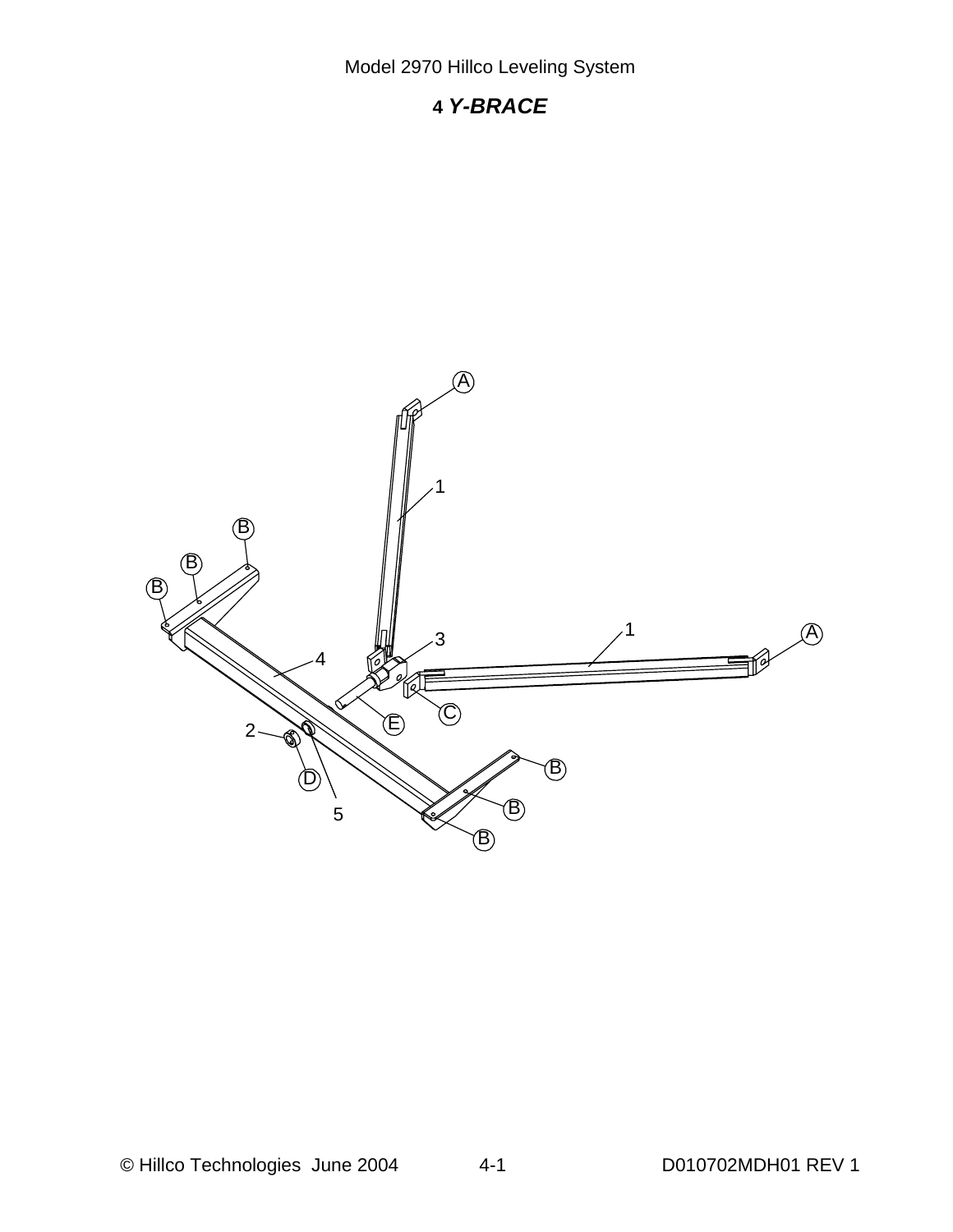# 4 *Y-BRACE*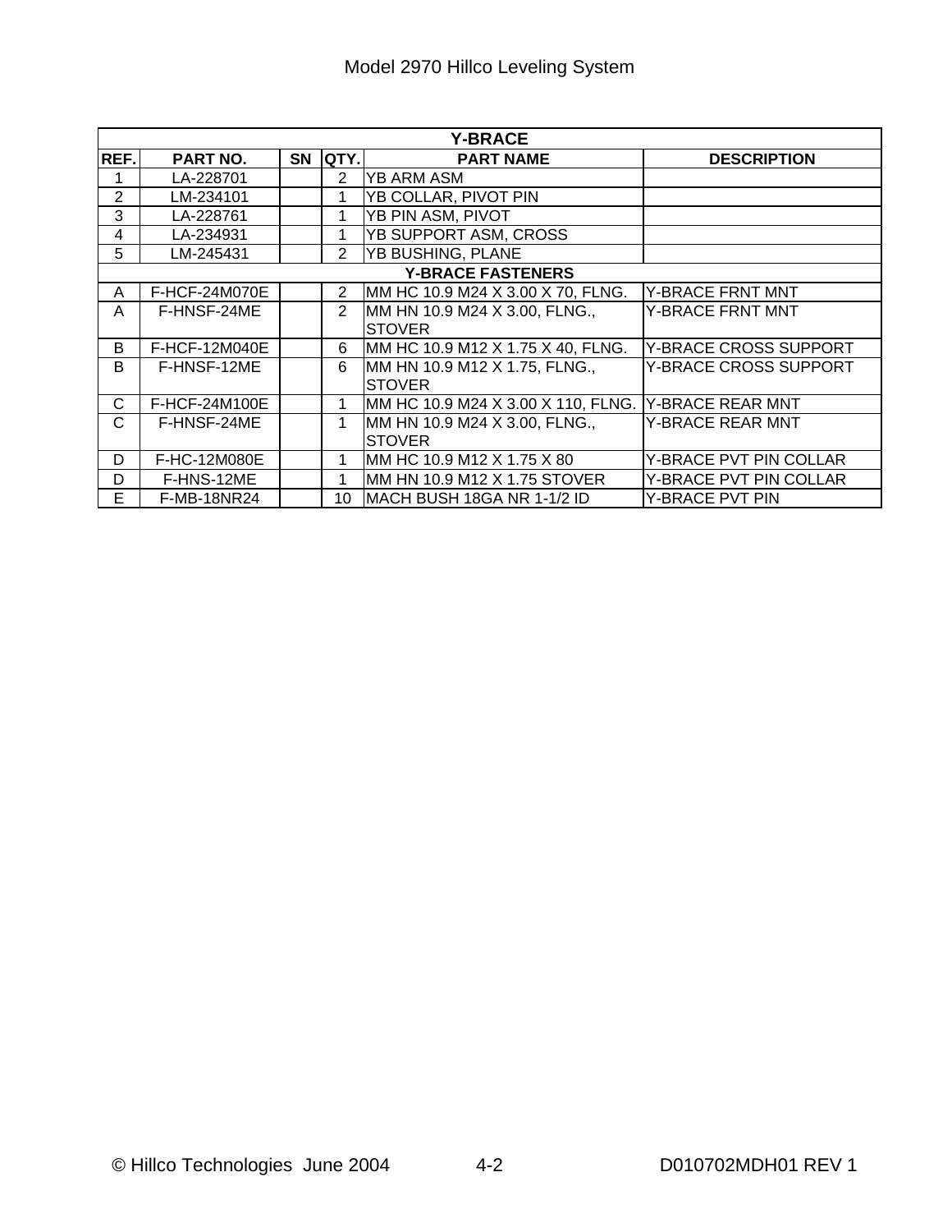| Y-BRACE | | | | | |
|---|---|---|---|---|---|
| **REF.** | **PART NO.** | **SN** | **QTY.** | **PART NAME** | **DESCRIPTION** |
| 1 | LA-228701 | | 2 | YB ARM ASM | |
| 2 | LM-234101 | | 1 | YB COLLAR, PIVOT PIN | |
| 3 | LA-228761 | | 1 | YB PIN ASM, PIVOT | |
| 4 | LA-234931 | | 1 | YB SUPPORT ASM, CROSS | |
| 5 | LM-245431 | | 2 | YB BUSHING, PLANE | |
| **Y-BRACE FASTENERS** | | | | | |
| A | F-HCF-24M070E | | 2 | MM HC 10.9 M24 X 3.00 X 70, FLNG. | Y-BRACE FRNT MNT |
| A | F-HNSF-24ME | | 2 | MM HN 10.9 M24 X 3.00, FLNG., STOVER | Y-BRACE FRNT MNT |
| B | F-HCF-12M040E | | 6 | MM HC 10.9 M12 X 1.75 X 40, FLNG. | Y-BRACE CROSS SUPPORT |
| B | F-HNSF-12ME | | 6 | MM HN 10.9 M12 X 1.75, FLNG., STOVER | Y-BRACE CROSS SUPPORT |
| C | F-HCF-24M100E | | 1 | MM HC 10.9 M24 X 3.00 X 110, FLNG. | Y-BRACE REAR MNT |
| C | F-HNSF-24ME | | 1 | MM HN 10.9 M24 X 3.00, FLNG., STOVER | Y-BRACE REAR MNT |
| D | F-HC-12M080E | | 1 | MM HC 10.9 M12 X 1.75 X 80 | Y-BRACE PVT PIN COLLAR |
| D | F-HNS-12ME | | 1 | MM HN 10.9 M12 X 1.75 STOVER | Y-BRACE PVT PIN COLLAR |
| E | F-MB-18NR24 | | 10 | MACH BUSH 18GA NR 1-1/2 ID | Y-BRACE PVT PIN |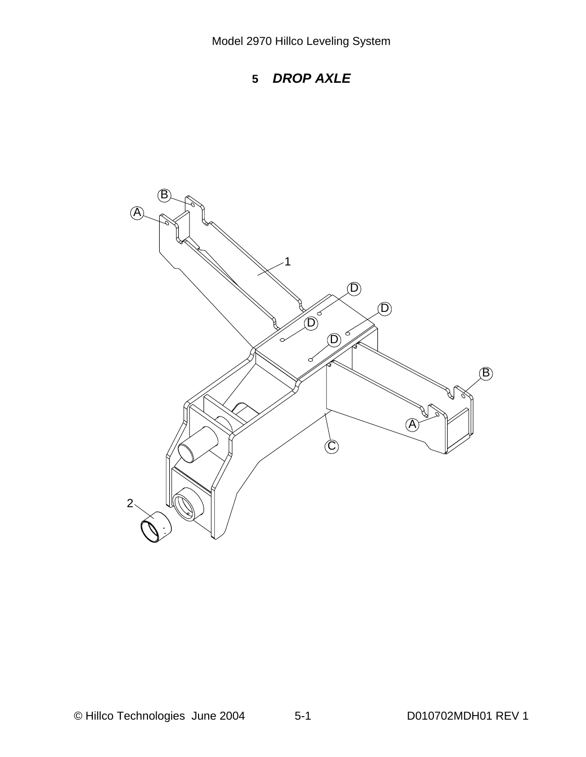## 5 *DROP AXLE*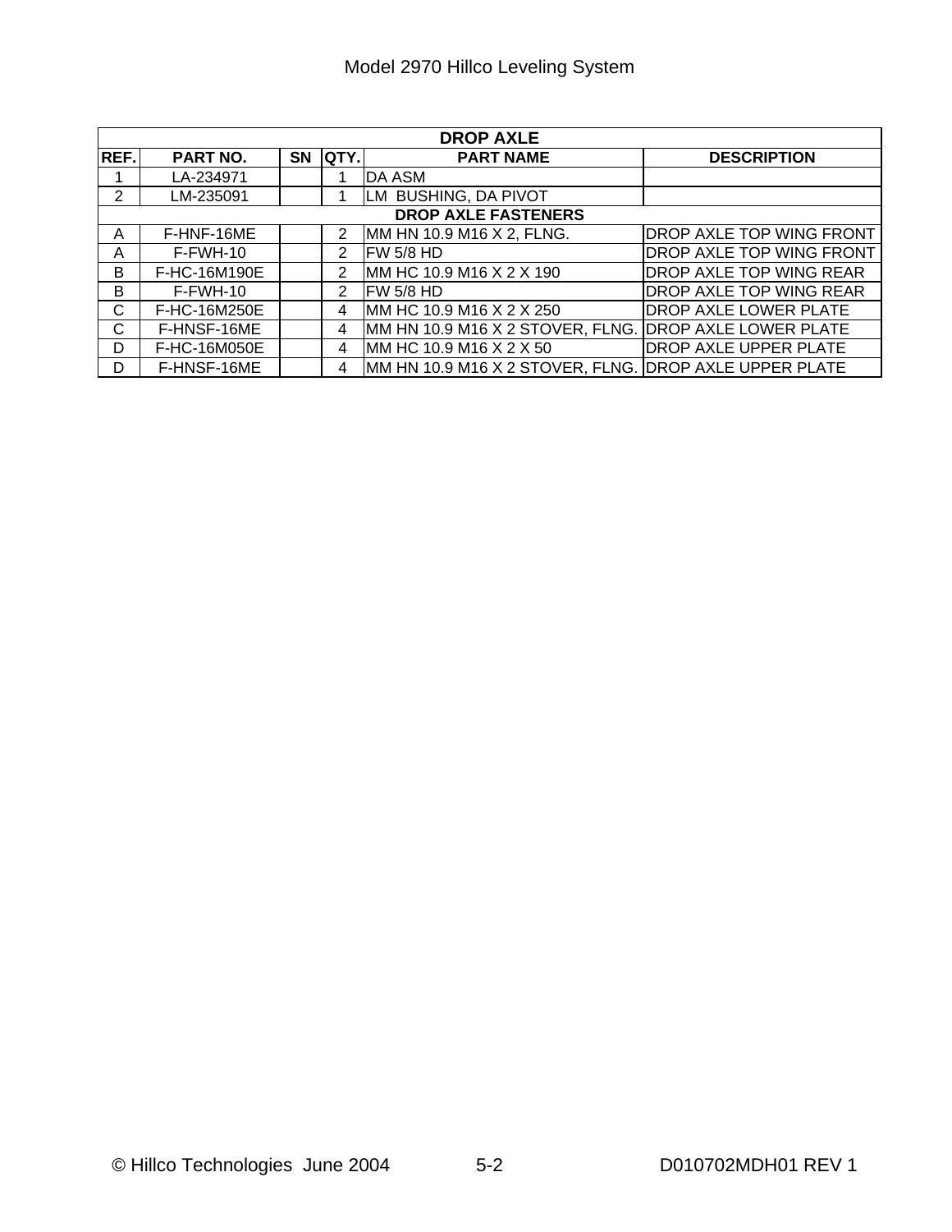| DROP AXLE | | | | | |
|---|---|---|---|---|---|
| **REF.** | **PART NO.** | **SN** | **QTY.** | **PART NAME** | **DESCRIPTION** |
| 1 | LA-234971 | | 1 | DA ASM | |
| 2 | LM-235091 | | 1 | LM BUSHING, DA PIVOT | |
| **DROP AXLE FASTENERS** | | | | | |
| A | F-HNF-16ME | | 2 | MM HN 10.9 M16 X 2, FLNG. | DROP AXLE TOP WING FRONT |
| A | F-FWH-10 | | 2 | FW 5/8 HD | DROP AXLE TOP WING FRONT |
| B | F-HC-16M190E | | 2 | MM HC 10.9 M16 X 2 X 190 | DROP AXLE TOP WING REAR |
| B | F-FWH-10 | | 2 | FW 5/8 HD | DROP AXLE TOP WING REAR |
| C | F-HC-16M250E | | 4 | MM HC 10.9 M16 X 2 X 250 | DROP AXLE LOWER PLATE |
| C | F-HNSF-16ME | | 4 | MM HN 10.9 M16 X 2 STOVER, FLNG. | DROP AXLE LOWER PLATE |
| D | F-HC-16M050E | | 4 | MM HC 10.9 M16 X 2 X 50 | DROP AXLE UPPER PLATE |
| D | F-HNSF-16ME | | 4 | MM HN 10.9 M16 X 2 STOVER, FLNG. | DROP AXLE UPPER PLATE |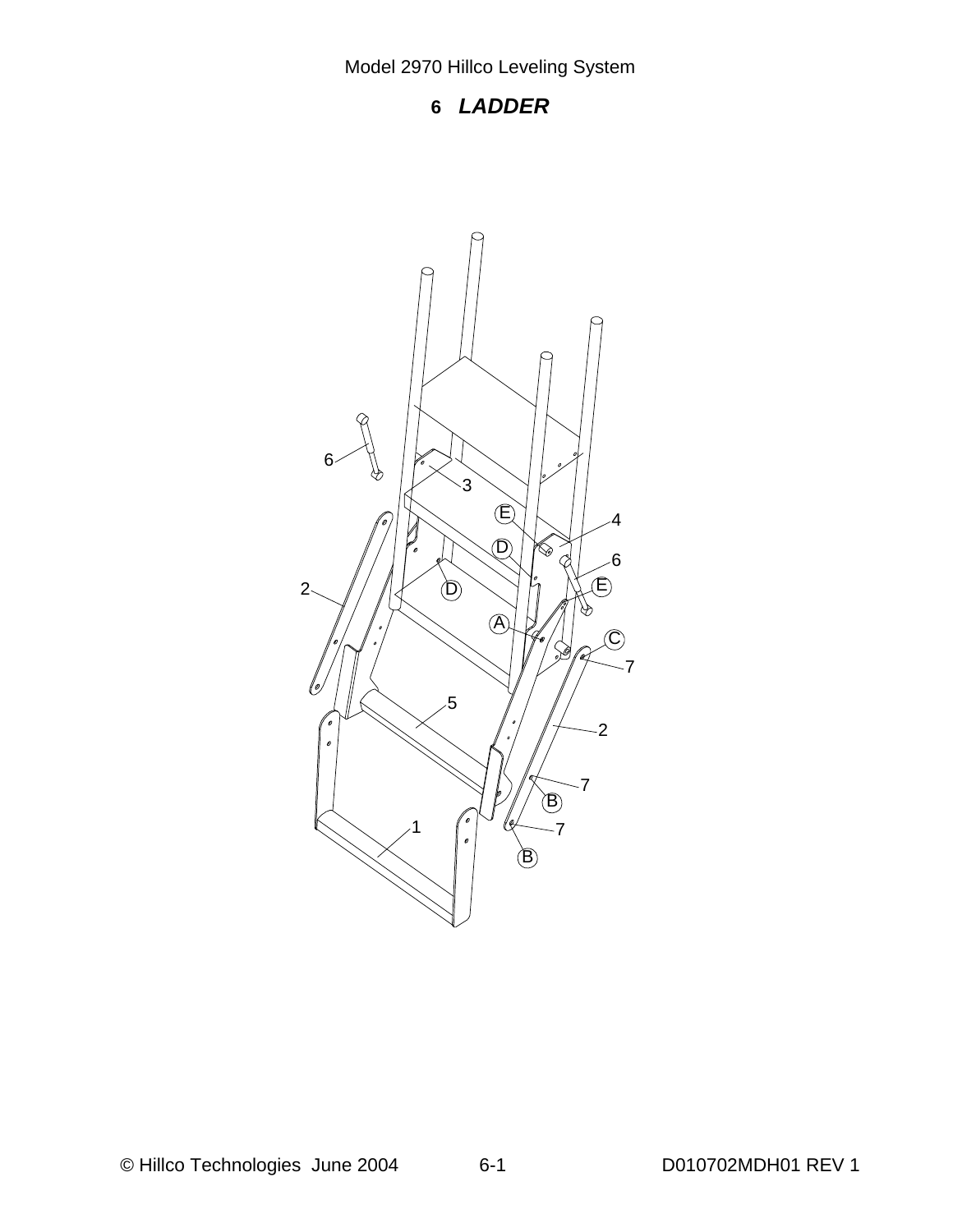# 6 *LADDER*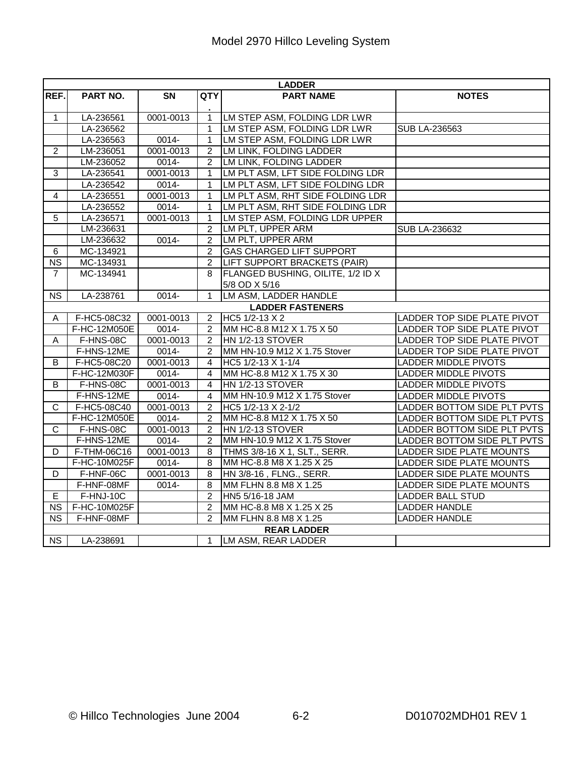# Model 2970 Hillco Leveling System

| LADDER | | | | | |
|---|---|---|---|---|---|
| **REF.** | **PART NO.** | **SN** | **QTY.** | **PART NAME** | **NOTES** |
| 1 | LA-236561 | 0001-0013 | 1 | LM STEP ASM, FOLDING LDR LWR | |
| | LA-236562 | | 1 | LM STEP ASM, FOLDING LDR LWR | SUB LA-236563 |
| | LA-236563 | 0014- | 1 | LM STEP ASM, FOLDING LDR LWR | |
| 2 | LM-236051 | 0001-0013 | 2 | LM LINK, FOLDING LADDER | |
| | LM-236052 | 0014- | 2 | LM LINK, FOLDING LADDER | |
| 3 | LA-236541 | 0001-0013 | 1 | LM PLT ASM, LFT SIDE FOLDING LDR | |
| | LA-236542 | 0014- | 1 | LM PLT ASM, LFT SIDE FOLDING LDR | |
| 4 | LA-236551 | 0001-0013 | 1 | LM PLT ASM, RHT SIDE FOLDING LDR | |
| | LA-236552 | 0014- | 1 | LM PLT ASM, RHT SIDE FOLDING LDR | |
| 5 | LA-236571 | 0001-0013 | 1 | LM STEP ASM, FOLDING LDR UPPER | |
| | LM-236631 | | 2 | LM PLT, UPPER ARM | SUB LA-236632 |
| | LM-236632 | 0014- | 2 | LM PLT, UPPER ARM | |
| 6 | MC-134921 | | 2 | GAS CHARGED LIFT SUPPORT | |
| NS | MC-134931 | | 2 | LIFT SUPPORT BRACKETS (PAIR) | |
| 7 | MC-134941 | | 8 | FLANGED BUSHING, OILITE, 1/2 ID X 5/8 OD X 5/16 | |
| NS | LA-238761 | 0014- | 1 | LM ASM, LADDER HANDLE | |
| **LADDER FASTENERS** | | | | | |
| A | F-HC5-08C32 | 0001-0013 | 2 | HC5 1/2-13 X 2 | LADDER TOP SIDE PLATE PIVOT |
| | F-HC-12M050E | 0014- | 2 | MM HC-8.8 M12 X 1.75 X 50 | LADDER TOP SIDE PLATE PIVOT |
| A | F-HNS-08C | 0001-0013 | 2 | HN 1/2-13 STOVER | LADDER TOP SIDE PLATE PIVOT |
| | F-HNS-12ME | 0014- | 2 | MM HN-10.9 M12 X 1.75 Stover | LADDER TOP SIDE PLATE PIVOT |
| B | F-HC5-08C20 | 0001-0013 | 4 | HC5 1/2-13 X 1-1/4 | LADDER MIDDLE PIVOTS |
| | F-HC-12M030F | 0014- | 4 | MM HC-8.8 M12 X 1.75 X 30 | LADDER MIDDLE PIVOTS |
| B | F-HNS-08C | 0001-0013 | 4 | HN 1/2-13 STOVER | LADDER MIDDLE PIVOTS |
| | F-HNS-12ME | 0014- | 4 | MM HN-10.9 M12 X 1.75 Stover | LADDER MIDDLE PIVOTS |
| C | F-HC5-08C40 | 0001-0013 | 2 | HC5 1/2-13 X 2-1/2 | LADDER BOTTOM SIDE PLT PVTS |
| | F-HC-12M050E | 0014- | 2 | MM HC-8.8 M12 X 1.75 X 50 | LADDER BOTTOM SIDE PLT PVTS |
| C | F-HNS-08C | 0001-0013 | 2 | HN 1/2-13 STOVER | LADDER BOTTOM SIDE PLT PVTS |
| | F-HNS-12ME | 0014- | 2 | MM HN-10.9 M12 X 1.75 Stover | LADDER BOTTOM SIDE PLT PVTS |
| D | F-THM-06C16 | 0001-0013 | 8 | THMS 3/8-16 X 1, SLT., SERR. | LADDER SIDE PLATE MOUNTS |
| | F-HC-10M025F | 0014- | 8 | MM HC-8.8 M8 X 1.25 X 25 | LADDER SIDE PLATE MOUNTS |
| D | F-HNF-06C | 0001-0013 | 8 | HN 3/8-16 , FLNG., SERR. | LADDER SIDE PLATE MOUNTS |
| | F-HNF-08MF | 0014- | 8 | MM FLHN 8.8 M8 X 1.25 | LADDER SIDE PLATE MOUNTS |
| E | F-HNJ-10C | | 2 | HN5 5/16-18 JAM | LADDER BALL STUD |
| NS | F-HC-10M025F | | 2 | MM HC-8.8 M8 X 1.25 X 25 | LADDER HANDLE |
| NS | F-HNF-08MF | | 2 | MM FLHN 8.8 M8 X 1.25 | LADDER HANDLE |
| **REAR LADDER** | | | | | |
| NS | LA-238691 | | 1 | LM ASM, REAR LADDER | |

© Hillco Technologies June 2004 6-2 D010702MDH01 REV 1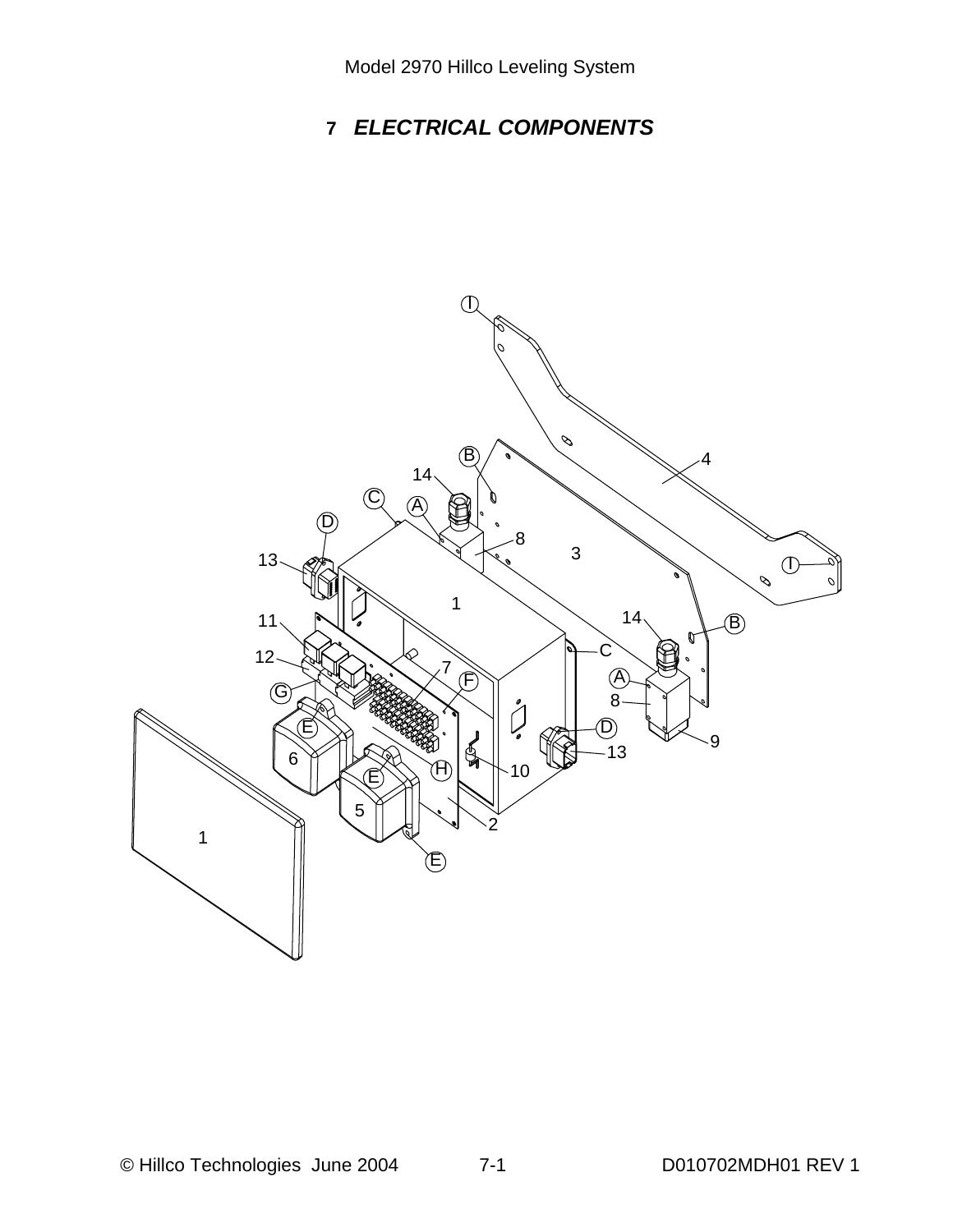# 7 *ELECTRICAL COMPONENTS*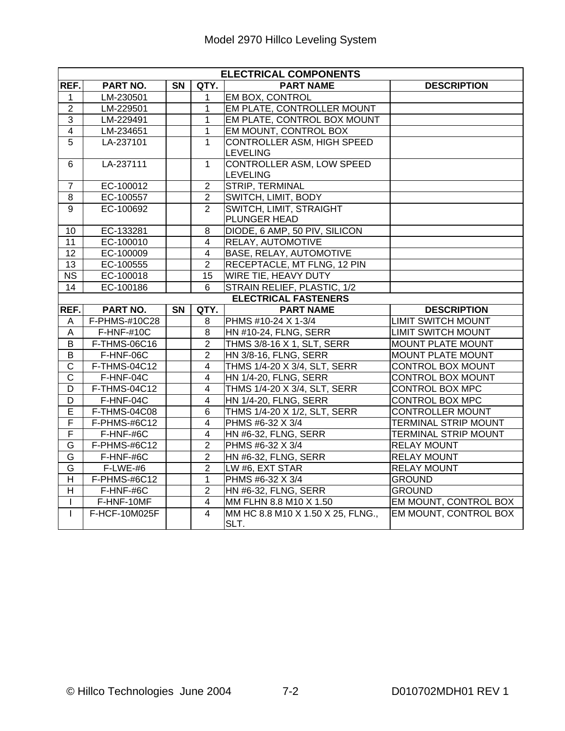# Model 2970 Hillco Leveling System

| ELECTRICAL COMPONENTS | | | | | |
|---|---|---|---|---|---|
| REF. | PART NO. | SN | QTY. | PART NAME | DESCRIPTION |
| 1 | LM-230501 | | 1 | EM BOX, CONTROL | |
| 2 | LM-229501 | | 1 | EM PLATE, CONTROLLER MOUNT | |
| 3 | LM-229491 | | 1 | EM PLATE, CONTROL BOX MOUNT | |
| 4 | LM-234651 | | 1 | EM MOUNT, CONTROL BOX | |
| 5 | LA-237101 | | 1 | CONTROLLER ASM, HIGH SPEED LEVELING | |
| 6 | LA-237111 | | 1 | CONTROLLER ASM, LOW SPEED LEVELING | |
| 7 | EC-100012 | | 2 | STRIP, TERMINAL | |
| 8 | EC-100557 | | 2 | SWITCH, LIMIT, BODY | |
| 9 | EC-100692 | | 2 | SWITCH, LIMIT, STRAIGHT PLUNGER HEAD | |
| 10 | EC-133281 | | 8 | DIODE, 6 AMP, 50 PIV, SILICON | |
| 11 | EC-100010 | | 4 | RELAY, AUTOMOTIVE | |
| 12 | EC-100009 | | 4 | BASE, RELAY, AUTOMOTIVE | |
| 13 | EC-100555 | | 2 | RECEPTACLE, MT FLNG, 12 PIN | |
| NS | EC-100018 | | 15 | WIRE TIE, HEAVY DUTY | |
| 14 | EC-100186 | | 6 | STRAIN RELIEF, PLASTIC, 1/2 | |
| **ELECTRICAL FASTENERS** | | | | | |
| REF. | PART NO. | SN | QTY. | PART NAME | DESCRIPTION |
| A | F-PHMS-#10C28 | | 8 | PHMS #10-24 X 1-3/4 | LIMIT SWITCH MOUNT |
| A | F-HNF-#10C | | 8 | HN #10-24, FLNG, SERR | LIMIT SWITCH MOUNT |
| B | F-THMS-06C16 | | 2 | THMS 3/8-16 X 1, SLT, SERR | MOUNT PLATE MOUNT |
| B | F-HNF-06C | | 2 | HN 3/8-16, FLNG, SERR | MOUNT PLATE MOUNT |
| C | F-THMS-04C12 | | 4 | THMS 1/4-20 X 3/4, SLT, SERR | CONTROL BOX MOUNT |
| C | F-HNF-04C | | 4 | HN 1/4-20, FLNG, SERR | CONTROL BOX MOUNT |
| D | F-THMS-04C12 | | 4 | THMS 1/4-20 X 3/4, SLT, SERR | CONTROL BOX MPC |
| D | F-HNF-04C | | 4 | HN 1/4-20, FLNG, SERR | CONTROL BOX MPC |
| E | F-THMS-04C08 | | 6 | THMS 1/4-20 X 1/2, SLT, SERR | CONTROLLER MOUNT |
| F | F-PHMS-#6C12 | | 4 | PHMS #6-32 X 3/4 | TERMINAL STRIP MOUNT |
| F | F-HNF-#6C | | 4 | HN #6-32, FLNG, SERR | TERMINAL STRIP MOUNT |
| G | F-PHMS-#6C12 | | 2 | PHMS #6-32 X 3/4 | RELAY MOUNT |
| G | F-HNF-#6C | | 2 | HN #6-32, FLNG, SERR | RELAY MOUNT |
| G | F-LWE-#6 | | 2 | LW #6, EXT STAR | RELAY MOUNT |
| H | F-PHMS-#6C12 | | 1 | PHMS #6-32 X 3/4 | GROUND |
| H | F-HNF-#6C | | 2 | HN #6-32, FLNG, SERR | GROUND |
| I | F-HNF-10MF | | 4 | MM FLHN 8.8 M10 X 1.50 | EM MOUNT, CONTROL BOX |
| I | F-HCF-10M025F | | 4 | MM HC 8.8 M10 X 1.50 X 25, FLNG., SLT. | EM MOUNT, CONTROL BOX |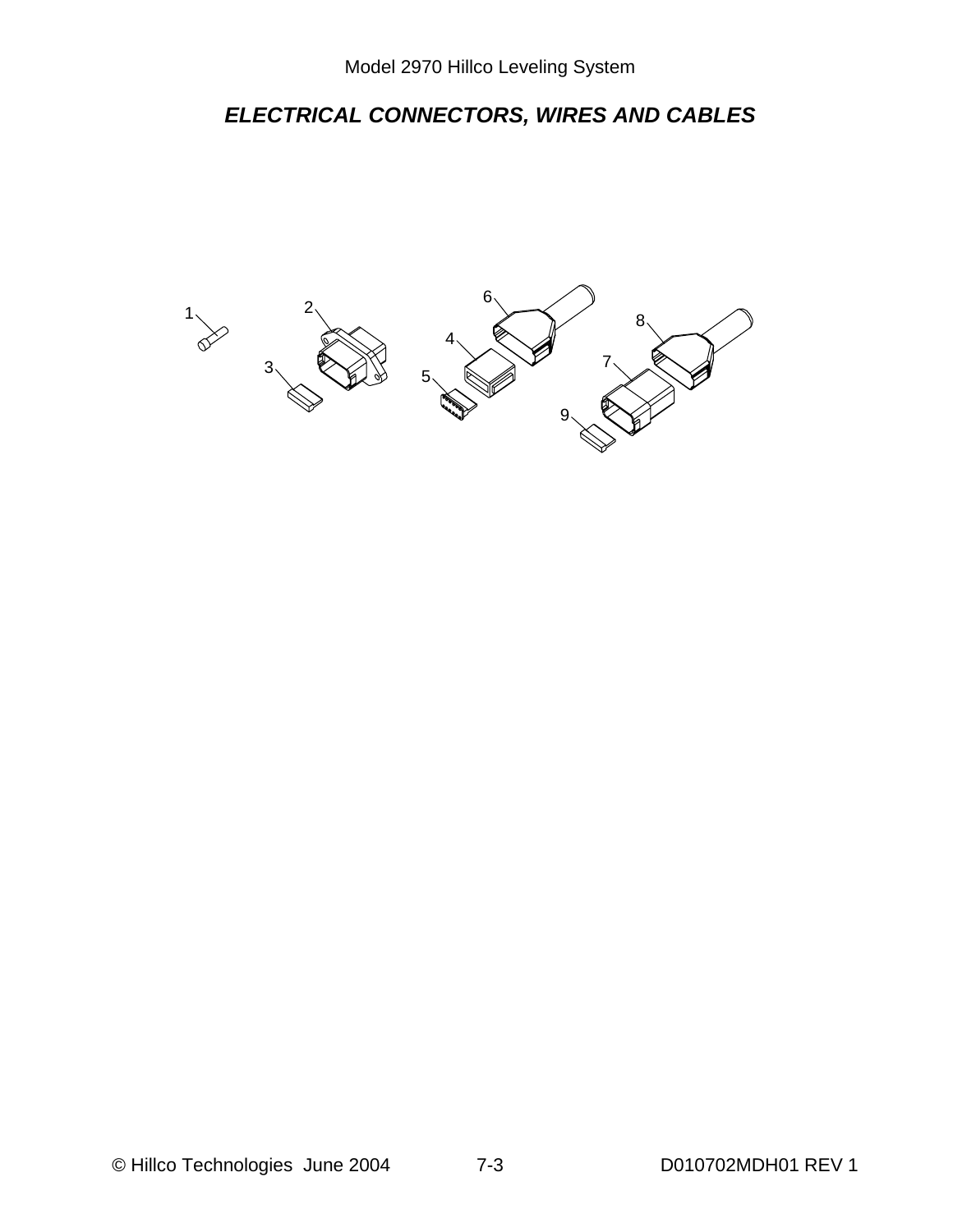## ELECTRICAL CONNECTORS, WIRES AND CABLES

1

2

3

4

5

6

7

8

9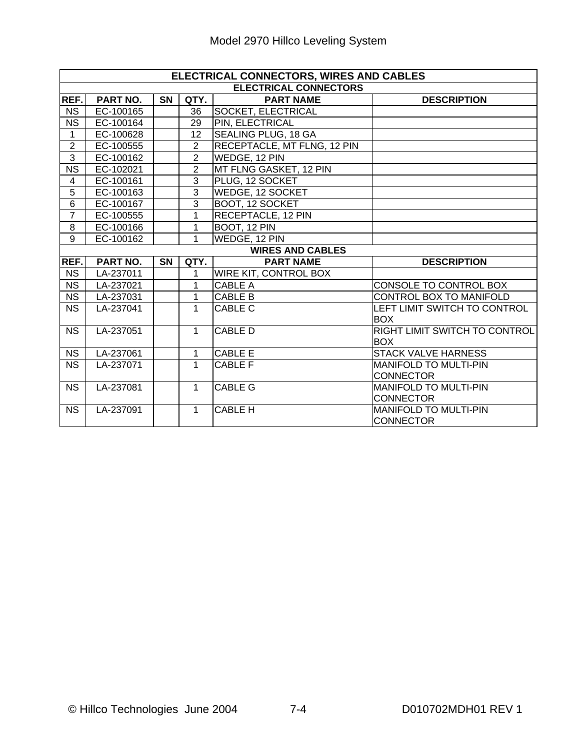## ELECTRICAL CONNECTORS, WIRES AND CABLES

### ELECTRICAL CONNECTORS

| REF. | PART NO. | SN | QTY. | PART NAME | DESCRIPTION |
|---|---|---|---|---|---|
| NS | EC-100165 | | 36 | SOCKET, ELECTRICAL | |
| NS | EC-100164 | | 29 | PIN, ELECTRICAL | |
| 1 | EC-100628 | | 12 | SEALING PLUG, 18 GA | |
| 2 | EC-100555 | | 2 | RECEPTACLE, MT FLNG, 12 PIN | |
| 3 | EC-100162 | | 2 | WEDGE, 12 PIN | |
| NS | EC-102021 | | 2 | MT FLNG GASKET, 12 PIN | |
| 4 | EC-100161 | | 3 | PLUG, 12 SOCKET | |
| 5 | EC-100163 | | 3 | WEDGE, 12 SOCKET | |
| 6 | EC-100167 | | 3 | BOOT, 12 SOCKET | |
| 7 | EC-100555 | | 1 | RECEPTACLE, 12 PIN | |
| 8 | EC-100166 | | 1 | BOOT, 12 PIN | |
| 9 | EC-100162 | | 1 | WEDGE, 12 PIN | |

### WIRES AND CABLES

| REF. | PART NO. | SN | QTY. | PART NAME | DESCRIPTION |
|---|---|---|---|---|---|
| NS | LA-237011 | | 1 | WIRE KIT, CONTROL BOX | |
| NS | LA-237021 | | 1 | CABLE A | CONSOLE TO CONTROL BOX |
| NS | LA-237031 | | 1 | CABLE B | CONTROL BOX TO MANIFOLD |
| NS | LA-237041 | | 1 | CABLE C | LEFT LIMIT SWITCH TO CONTROL BOX |
| NS | LA-237051 | | 1 | CABLE D | RIGHT LIMIT SWITCH TO CONTROL BOX |
| NS | LA-237061 | | 1 | CABLE E | STACK VALVE HARNESS |
| NS | LA-237071 | | 1 | CABLE F | MANIFOLD TO MULTI-PIN CONNECTOR |
| NS | LA-237081 | | 1 | CABLE G | MANIFOLD TO MULTI-PIN CONNECTOR |
| NS | LA-237091 | | 1 | CABLE H | MANIFOLD TO MULTI-PIN CONNECTOR |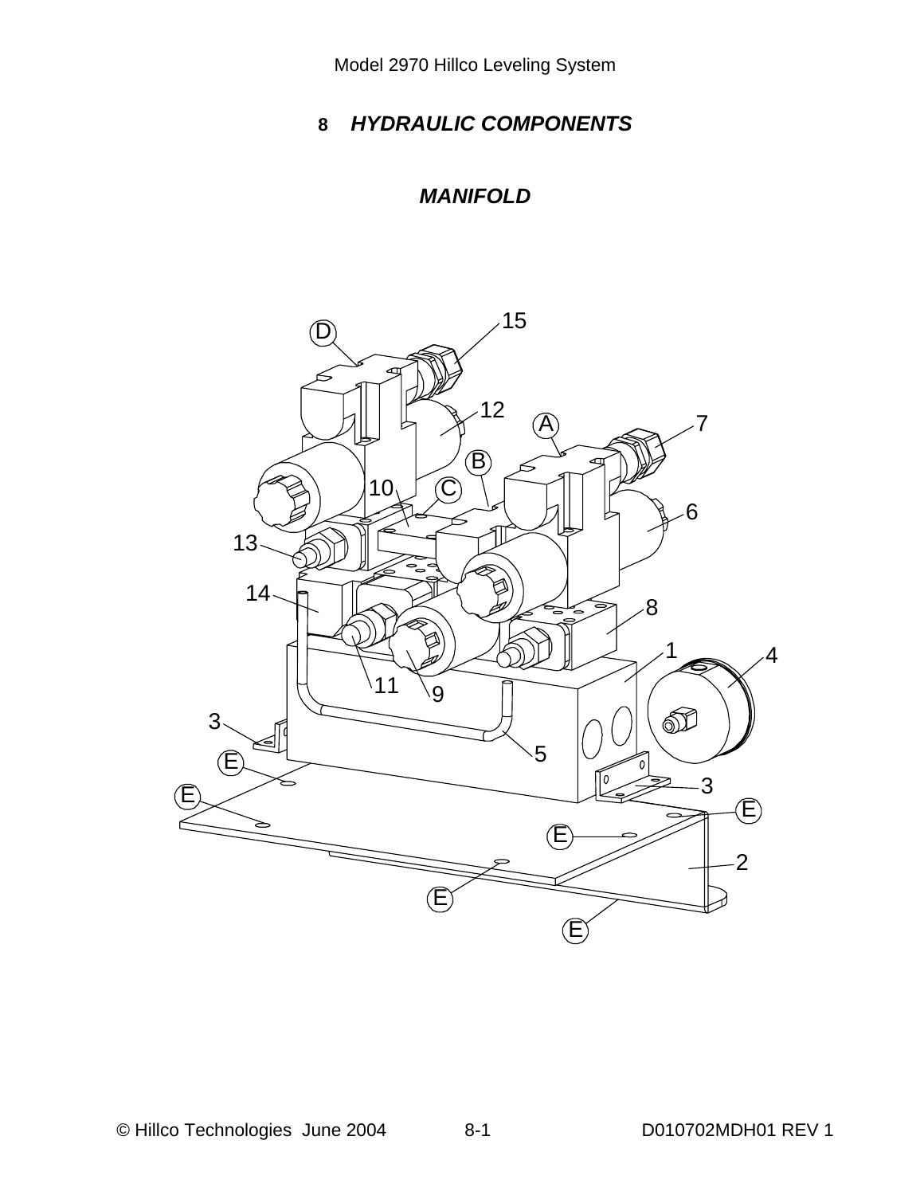# 8 HYDRAULIC COMPONENTS

## MANIFOLD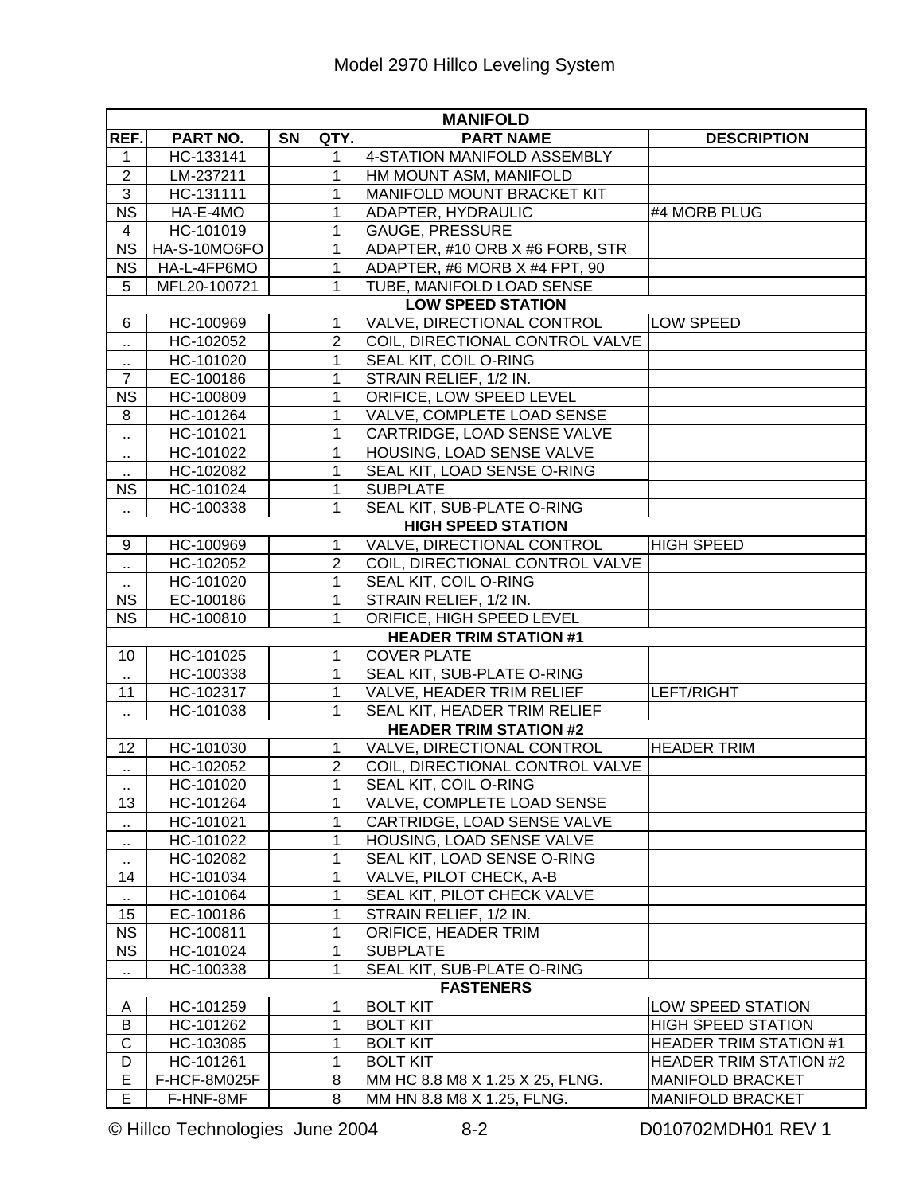# Model 2970 Hillco Leveling System

| MANIFOLD | | | | | |
|---|---|---|---|---|---|
| **REF.** | **PART NO.** | **SN** | **QTY.** | **PART NAME** | **DESCRIPTION** |
| 1 | HC-133141 | | 1 | 4-STATION MANIFOLD ASSEMBLY | |
| 2 | LM-237211 | | 1 | HM MOUNT ASM, MANIFOLD | |
| 3 | HC-131111 | | 1 | MANIFOLD MOUNT BRACKET KIT | |
| NS | HA-E-4MO | | 1 | ADAPTER, HYDRAULIC | #4 MORB PLUG |
| 4 | HC-101019 | | 1 | GAUGE, PRESSURE | |
| NS | HA-S-10MO6FO | | 1 | ADAPTER, #10 ORB X #6 FORB, STR | |
| NS | HA-L-4FP6MO | | 1 | ADAPTER, #6 MORB X #4 FPT, 90 | |
| 5 | MFL20-100721 | | 1 | TUBE, MANIFOLD LOAD SENSE | |
| **LOW SPEED STATION** | | | | | |
| 6 | HC-100969 | | 1 | VALVE, DIRECTIONAL CONTROL | LOW SPEED |
| .. | HC-102052 | | 2 | COIL, DIRECTIONAL CONTROL VALVE | |
| .. | HC-101020 | | 1 | SEAL KIT, COIL O-RING | |
| 7 | EC-100186 | | 1 | STRAIN RELIEF, 1/2 IN. | |
| NS | HC-100809 | | 1 | ORIFICE, LOW SPEED LEVEL | |
| 8 | HC-101264 | | 1 | VALVE, COMPLETE LOAD SENSE | |
| .. | HC-101021 | | 1 | CARTRIDGE, LOAD SENSE VALVE | |
| .. | HC-101022 | | 1 | HOUSING, LOAD SENSE VALVE | |
| .. | HC-102082 | | 1 | SEAL KIT, LOAD SENSE O-RING | |
| NS | HC-101024 | | 1 | SUBPLATE | |
| .. | HC-100338 | | 1 | SEAL KIT, SUB-PLATE O-RING | |
| **HIGH SPEED STATION** | | | | | |
| 9 | HC-100969 | | 1 | VALVE, DIRECTIONAL CONTROL | HIGH SPEED |
| .. | HC-102052 | | 2 | COIL, DIRECTIONAL CONTROL VALVE | |
| .. | HC-101020 | | 1 | SEAL KIT, COIL O-RING | |
| NS | EC-100186 | | 1 | STRAIN RELIEF, 1/2 IN. | |
| NS | HC-100810 | | 1 | ORIFICE, HIGH SPEED LEVEL | |
| **HEADER TRIM STATION #1** | | | | | |
| 10 | HC-101025 | | 1 | COVER PLATE | |
| .. | HC-100338 | | 1 | SEAL KIT, SUB-PLATE O-RING | |
| 11 | HC-102317 | | 1 | VALVE, HEADER TRIM RELIEF | LEFT/RIGHT |
| .. | HC-101038 | | 1 | SEAL KIT, HEADER TRIM RELIEF | |
| **HEADER TRIM STATION #2** | | | | | |
| 12 | HC-101030 | | 1 | VALVE, DIRECTIONAL CONTROL | HEADER TRIM |
| .. | HC-102052 | | 2 | COIL, DIRECTIONAL CONTROL VALVE | |
| .. | HC-101020 | | 1 | SEAL KIT, COIL O-RING | |
| 13 | HC-101264 | | 1 | VALVE, COMPLETE LOAD SENSE | |
| .. | HC-101021 | | 1 | CARTRIDGE, LOAD SENSE VALVE | |
| .. | HC-101022 | | 1 | HOUSING, LOAD SENSE VALVE | |
| .. | HC-102082 | | 1 | SEAL KIT, LOAD SENSE O-RING | |
| 14 | HC-101034 | | 1 | VALVE, PILOT CHECK, A-B | |
| .. | HC-101064 | | 1 | SEAL KIT, PILOT CHECK VALVE | |
| 15 | EC-100186 | | 1 | STRAIN RELIEF, 1/2 IN. | |
| NS | HC-100811 | | 1 | ORIFICE, HEADER TRIM | |
| NS | HC-101024 | | 1 | SUBPLATE | |
| .. | HC-100338 | | 1 | SEAL KIT, SUB-PLATE O-RING | |
| **FASTENERS** | | | | | |
| A | HC-101259 | | 1 | BOLT KIT | LOW SPEED STATION |
| B | HC-101262 | | 1 | BOLT KIT | HIGH SPEED STATION |
| C | HC-103085 | | 1 | BOLT KIT | HEADER TRIM STATION #1 |
| D | HC-101261 | | 1 | BOLT KIT | HEADER TRIM STATION #2 |
| E | F-HCF-8M025F | | 8 | MM HC 8.8 M8 X 1.25 X 25, FLNG. | MANIFOLD BRACKET |
| E | F-HNF-8MF | | 8 | MM HN 8.8 M8 X 1.25, FLNG. | MANIFOLD BRACKET |

© Hillco Technologies June 2004 8-2 D010702MDH01 REV 1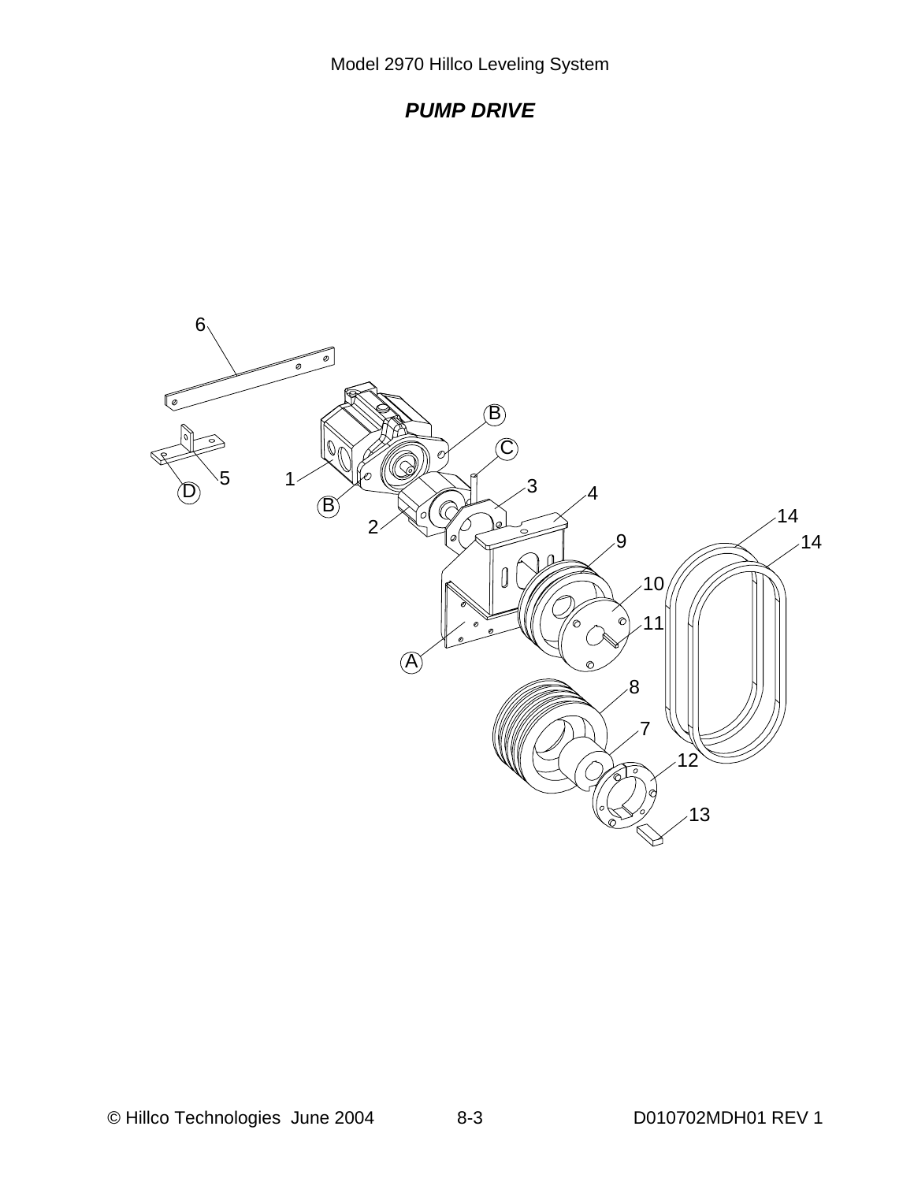## *PUMP DRIVE*

6

B

C

5

1

3

4

D

B

2

14

9

14

10

11

A

8

7

12

13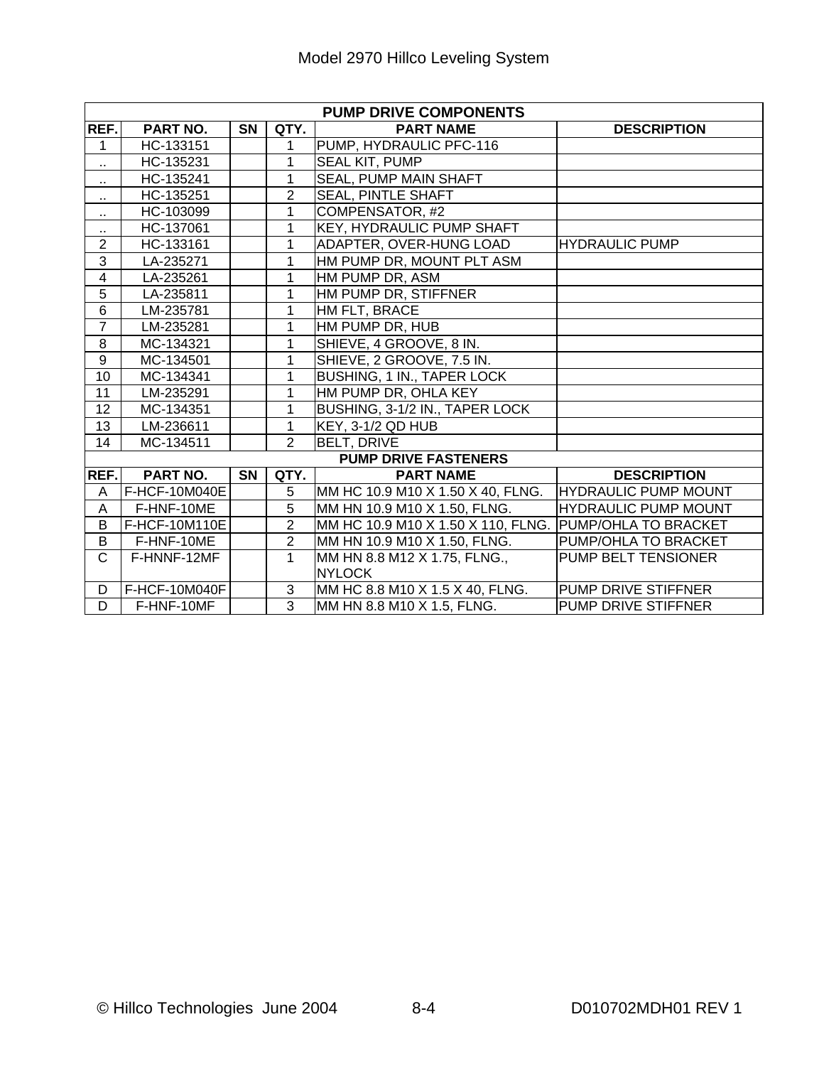| PUMP DRIVE COMPONENTS | | | | | |
|---|---|---|---|---|---|
| REF. | PART NO. | SN | QTY. | PART NAME | DESCRIPTION |
| 1 | HC-133151 | | 1 | PUMP, HYDRAULIC PFC-116 | |
| .. | HC-135231 | | 1 | SEAL KIT, PUMP | |
| .. | HC-135241 | | 1 | SEAL, PUMP MAIN SHAFT | |
| .. | HC-135251 | | 2 | SEAL, PINTLE SHAFT | |
| .. | HC-103099 | | 1 | COMPENSATOR, #2 | |
| .. | HC-137061 | | 1 | KEY, HYDRAULIC PUMP SHAFT | |
| 2 | HC-133161 | | 1 | ADAPTER, OVER-HUNG LOAD | HYDRAULIC PUMP |
| 3 | LA-235271 | | 1 | HM PUMP DR, MOUNT PLT ASM | |
| 4 | LA-235261 | | 1 | HM PUMP DR, ASM | |
| 5 | LA-235811 | | 1 | HM PUMP DR, STIFFNER | |
| 6 | LM-235781 | | 1 | HM FLT, BRACE | |
| 7 | LM-235281 | | 1 | HM PUMP DR, HUB | |
| 8 | MC-134321 | | 1 | SHIEVE, 4 GROOVE, 8 IN. | |
| 9 | MC-134501 | | 1 | SHIEVE, 2 GROOVE, 7.5 IN. | |
| 10 | MC-134341 | | 1 | BUSHING, 1 IN., TAPER LOCK | |
| 11 | LM-235291 | | 1 | HM PUMP DR, OHLA KEY | |
| 12 | MC-134351 | | 1 | BUSHING, 3-1/2 IN., TAPER LOCK | |
| 13 | LM-236611 | | 1 | KEY, 3-1/2 QD HUB | |
| 14 | MC-134511 | | 2 | BELT, DRIVE | |
| **PUMP DRIVE FASTENERS** | | | | | |
| REF. | PART NO. | SN | QTY. | PART NAME | DESCRIPTION |
| A | F-HCF-10M040E | | 5 | MM HC 10.9 M10 X 1.50 X 40, FLNG. | HYDRAULIC PUMP MOUNT |
| A | F-HNF-10ME | | 5 | MM HN 10.9 M10 X 1.50, FLNG. | HYDRAULIC PUMP MOUNT |
| B | F-HCF-10M110E | | 2 | MM HC 10.9 M10 X 1.50 X 110, FLNG. | PUMP/OHLA TO BRACKET |
| B | F-HNF-10ME | | 2 | MM HN 10.9 M10 X 1.50, FLNG. | PUMP/OHLA TO BRACKET |
| C | F-HNNF-12MF | | 1 | MM HN 8.8 M12 X 1.75, FLNG., NYLOCK | PUMP BELT TENSIONER |
| D | F-HCF-10M040F | | 3 | MM HC 8.8 M10 X 1.5 X 40, FLNG. | PUMP DRIVE STIFFNER |
| D | F-HNF-10MF | | 3 | MM HN 8.8 M10 X 1.5, FLNG. | PUMP DRIVE STIFFNER |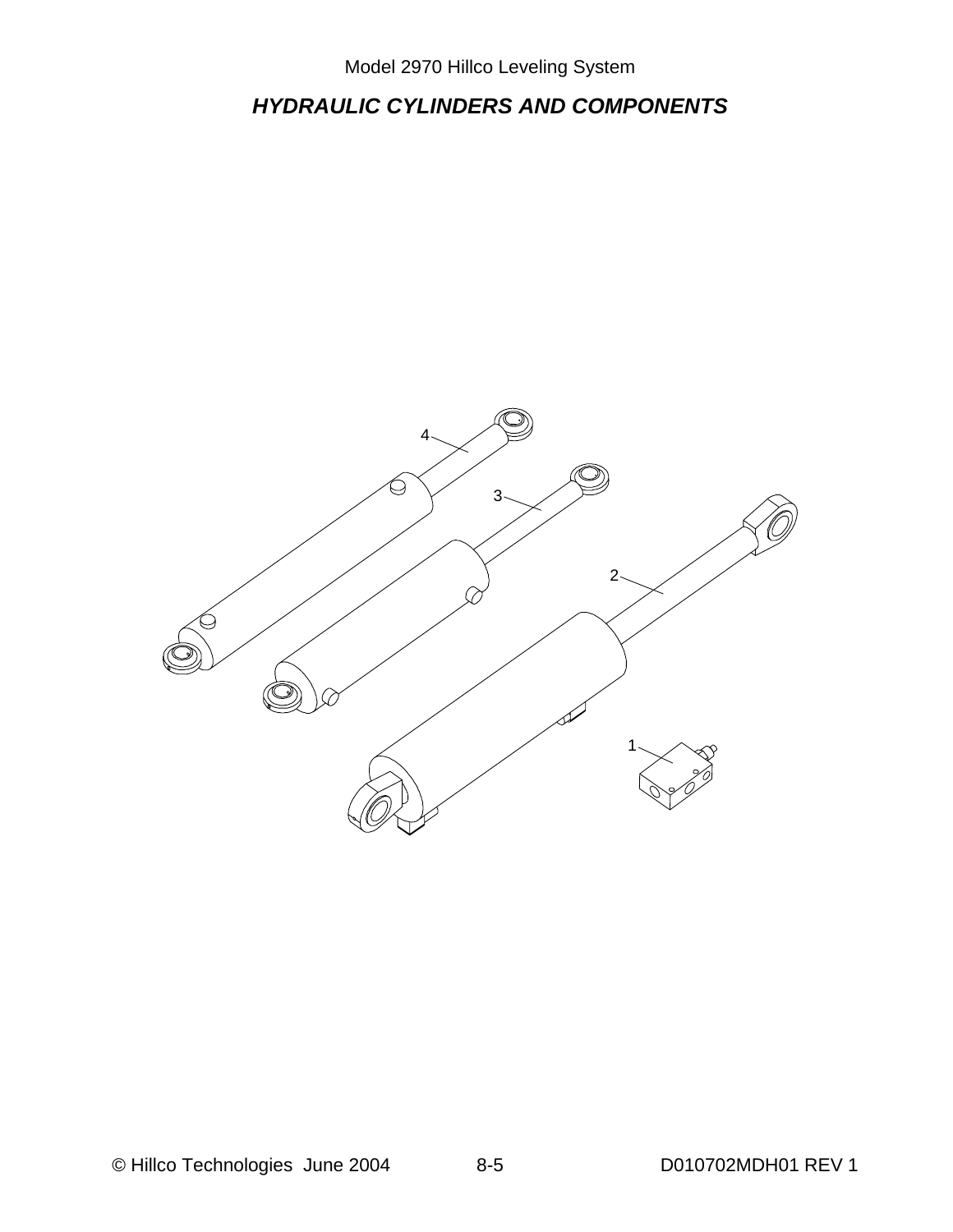## *HYDRAULIC CYLINDERS AND COMPONENTS*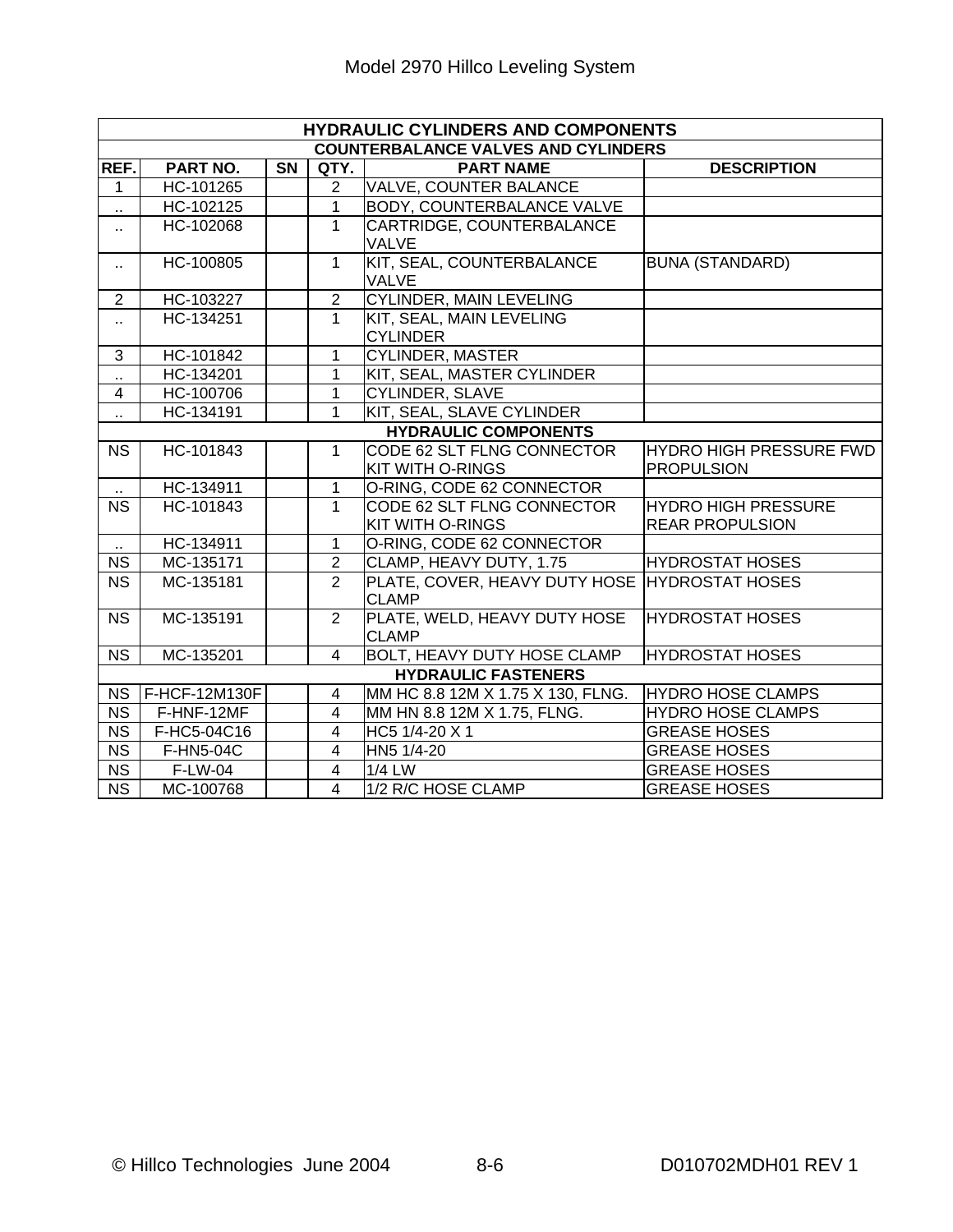| HYDRAULIC CYLINDERS AND COMPONENTS | | | | | |
|---|---|---|---|---|---|
| COUNTERBALANCE VALVES AND CYLINDERS | | | | | |
| REF. | PART NO. | SN | QTY. | PART NAME | DESCRIPTION |
| 1 | HC-101265 | | 2 | VALVE, COUNTER BALANCE | |
| .. | HC-102125 | | 1 | BODY, COUNTERBALANCE VALVE | |
| .. | HC-102068 | | 1 | CARTRIDGE, COUNTERBALANCE VALVE | |
| .. | HC-100805 | | 1 | KIT, SEAL, COUNTERBALANCE VALVE | BUNA (STANDARD) |
| 2 | HC-103227 | | 2 | CYLINDER, MAIN LEVELING | |
| .. | HC-134251 | | 1 | KIT, SEAL, MAIN LEVELING CYLINDER | |
| 3 | HC-101842 | | 1 | CYLINDER, MASTER | |
| .. | HC-134201 | | 1 | KIT, SEAL, MASTER CYLINDER | |
| 4 | HC-100706 | | 1 | CYLINDER, SLAVE | |
| .. | HC-134191 | | 1 | KIT, SEAL, SLAVE CYLINDER | |
| HYDRAULIC COMPONENTS | | | | | |
| NS | HC-101843 | | 1 | CODE 62 SLT FLNG CONNECTOR KIT WITH O-RINGS | HYDRO HIGH PRESSURE FWD PROPULSION |
| .. | HC-134911 | | 1 | O-RING, CODE 62 CONNECTOR | |
| NS | HC-101843 | | 1 | CODE 62 SLT FLNG CONNECTOR KIT WITH O-RINGS | HYDRO HIGH PRESSURE REAR PROPULSION |
| .. | HC-134911 | | 1 | O-RING, CODE 62 CONNECTOR | |
| NS | MC-135171 | | 2 | CLAMP, HEAVY DUTY, 1.75 | HYDROSTAT HOSES |
| NS | MC-135181 | | 2 | PLATE, COVER, HEAVY DUTY HOSE CLAMP | HYDROSTAT HOSES |
| NS | MC-135191 | | 2 | PLATE, WELD, HEAVY DUTY HOSE CLAMP | HYDROSTAT HOSES |
| NS | MC-135201 | | 4 | BOLT, HEAVY DUTY HOSE CLAMP | HYDROSTAT HOSES |
| HYDRAULIC FASTENERS | | | | | |
| NS | F-HCF-12M130F | | 4 | MM HC 8.8 12M X 1.75 X 130, FLNG. | HYDRO HOSE CLAMPS |
| NS | F-HNF-12MF | | 4 | MM HN 8.8 12M X 1.75, FLNG. | HYDRO HOSE CLAMPS |
| NS | F-HC5-04C16 | | 4 | HC5 1/4-20 X 1 | GREASE HOSES |
| NS | F-HN5-04C | | 4 | HN5 1/4-20 | GREASE HOSES |
| NS | F-LW-04 | | 4 | 1/4 LW | GREASE HOSES |
| NS | MC-100768 | | 4 | 1/2 R/C HOSE CLAMP | GREASE HOSES |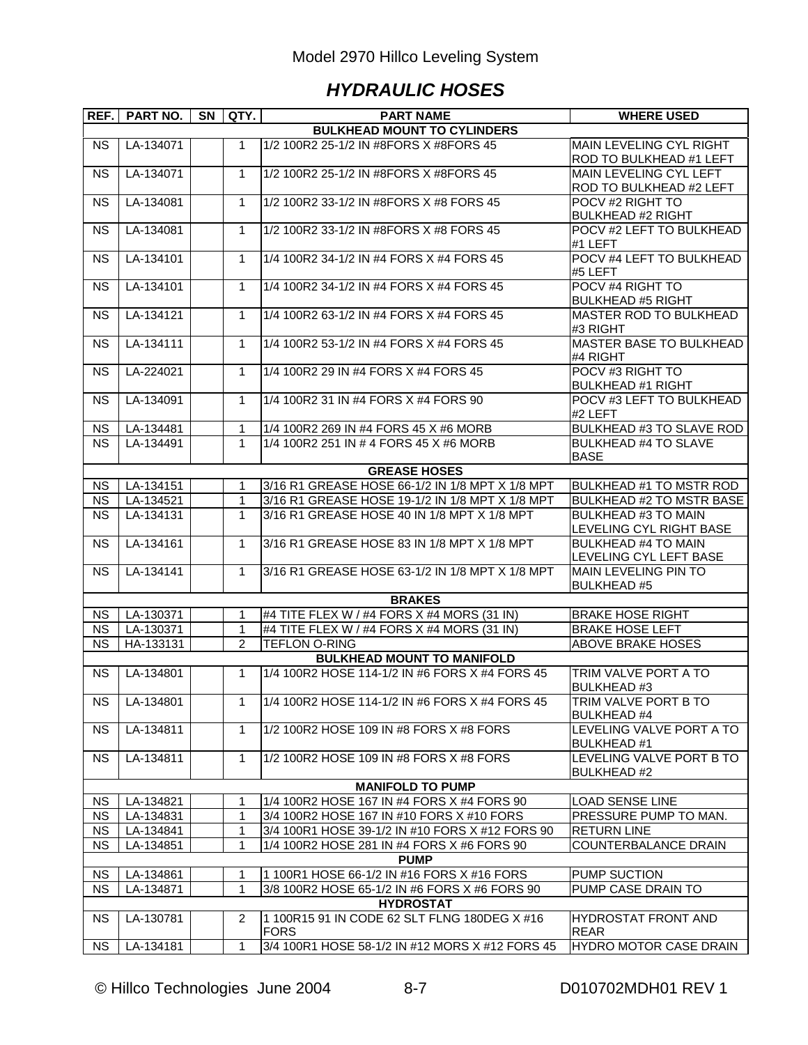Model 2970 Hillco Leveling System

## *HYDRAULIC HOSES*

| REF. | PART NO. | SN | QTY. | PART NAME | WHERE USED |
|---|---|---|---|---|---|
| **BULKHEAD MOUNT TO CYLINDERS** | | | | | |
| NS | LA-134071 | | 1 | 1/2 100R2 25-1/2 IN #8FORS X #8FORS 45 | MAIN LEVELING CYL RIGHT ROD TO BULKHEAD #1 LEFT |
| NS | LA-134071 | | 1 | 1/2 100R2 25-1/2 IN #8FORS X #8FORS 45 | MAIN LEVELING CYL LEFT ROD TO BULKHEAD #2 LEFT |
| NS | LA-134081 | | 1 | 1/2 100R2 33-1/2 IN #8FORS X #8 FORS 45 | POCV #2 RIGHT TO BULKHEAD #2 RIGHT |
| NS | LA-134081 | | 1 | 1/2 100R2 33-1/2 IN #8FORS X #8 FORS 45 | POCV #2 LEFT TO BULKHEAD #1 LEFT |
| NS | LA-134101 | | 1 | 1/4 100R2 34-1/2 IN #4 FORS X #4 FORS 45 | POCV #4 LEFT TO BULKHEAD #5 LEFT |
| NS | LA-134101 | | 1 | 1/4 100R2 34-1/2 IN #4 FORS X #4 FORS 45 | POCV #4 RIGHT TO BULKHEAD #5 RIGHT |
| NS | LA-134121 | | 1 | 1/4 100R2 63-1/2 IN #4 FORS X #4 FORS 45 | MASTER ROD TO BULKHEAD #3 RIGHT |
| NS | LA-134111 | | 1 | 1/4 100R2 53-1/2 IN #4 FORS X #4 FORS 45 | MASTER BASE TO BULKHEAD #4 RIGHT |
| NS | LA-224021 | | 1 | 1/4 100R2 29 IN #4 FORS X #4 FORS 45 | POCV #3 RIGHT TO BULKHEAD #1 RIGHT |
| NS | LA-134091 | | 1 | 1/4 100R2 31 IN #4 FORS X #4 FORS 90 | POCV #3 LEFT TO BULKHEAD #2 LEFT |
| NS | LA-134481 | | 1 | 1/4 100R2 269 IN #4 FORS 45 X #6 MORB | BULKHEAD #3 TO SLAVE ROD |
| NS | LA-134491 | | 1 | 1/4 100R2 251 IN # 4 FORS 45 X #6 MORB | BULKHEAD #4 TO SLAVE BASE |
| **GREASE HOSES** | | | | | |
| NS | LA-134151 | | 1 | 3/16 R1 GREASE HOSE 66-1/2 IN 1/8 MPT X 1/8 MPT | BULKHEAD #1 TO MSTR ROD |
| NS | LA-134521 | | 1 | 3/16 R1 GREASE HOSE 19-1/2 IN 1/8 MPT X 1/8 MPT | BULKHEAD #2 TO MSTR BASE |
| NS | LA-134131 | | 1 | 3/16 R1 GREASE HOSE 40 IN 1/8 MPT X 1/8 MPT | BULKHEAD #3 TO MAIN LEVELING CYL RIGHT BASE |
| NS | LA-134161 | | 1 | 3/16 R1 GREASE HOSE 83 IN 1/8 MPT X 1/8 MPT | BULKHEAD #4 TO MAIN LEVELING CYL LEFT BASE |
| NS | LA-134141 | | 1 | 3/16 R1 GREASE HOSE 63-1/2 IN 1/8 MPT X 1/8 MPT | MAIN LEVELING PIN TO BULKHEAD #5 |
| **BRAKES** | | | | | |
| NS | LA-130371 | | 1 | #4 TITE FLEX W / #4 FORS X #4 MORS (31 IN) | BRAKE HOSE RIGHT |
| NS | LA-130371 | | 1 | #4 TITE FLEX W / #4 FORS X #4 MORS (31 IN) | BRAKE HOSE LEFT |
| NS | HA-133131 | | 2 | TEFLON O-RING | ABOVE BRAKE HOSES |
| **BULKHEAD MOUNT TO MANIFOLD** | | | | | |
| NS | LA-134801 | | 1 | 1/4 100R2 HOSE 114-1/2 IN #6 FORS X #4 FORS 45 | TRIM VALVE PORT A TO BULKHEAD #3 |
| NS | LA-134801 | | 1 | 1/4 100R2 HOSE 114-1/2 IN #6 FORS X #4 FORS 45 | TRIM VALVE PORT B TO BULKHEAD #4 |
| NS | LA-134811 | | 1 | 1/2 100R2 HOSE 109 IN #8 FORS X #8 FORS | LEVELING VALVE PORT A TO BULKHEAD #1 |
| NS | LA-134811 | | 1 | 1/2 100R2 HOSE 109 IN #8 FORS X #8 FORS | LEVELING VALVE PORT B TO BULKHEAD #2 |
| **MANIFOLD TO PUMP** | | | | | |
| NS | LA-134821 | | 1 | 1/4 100R2 HOSE 167 IN #4 FORS X #4 FORS 90 | LOAD SENSE LINE |
| NS | LA-134831 | | 1 | 3/4 100R2 HOSE 167 IN #10 FORS X #10 FORS | PRESSURE PUMP TO MAN. |
| NS | LA-134841 | | 1 | 3/4 100R1 HOSE 39-1/2 IN #10 FORS X #12 FORS 90 | RETURN LINE |
| NS | LA-134851 | | 1 | 1/4 100R2 HOSE 281 IN #4 FORS X #6 FORS 90 | COUNTERBALANCE DRAIN |
| **PUMP** | | | | | |
| NS | LA-134861 | | 1 | 1 100R1 HOSE 66-1/2 IN #16 FORS X #16 FORS | PUMP SUCTION |
| NS | LA-134871 | | 1 | 3/8 100R2 HOSE 65-1/2 IN #6 FORS X #6 FORS 90 | PUMP CASE DRAIN TO |
| **HYDROSTAT** | | | | | |
| NS | LA-130781 | | 2 | 1 100R15 91 IN CODE 62 SLT FLNG 180DEG X #16 FORS | HYDROSTAT FRONT AND REAR |
| NS | LA-134181 | | 1 | 3/4 100R1 HOSE 58-1/2 IN #12 MORS X #12 FORS 45 | HYDRO MOTOR CASE DRAIN |

© Hillco Technologies June 2004 8-7 D010702MDH01 REV 1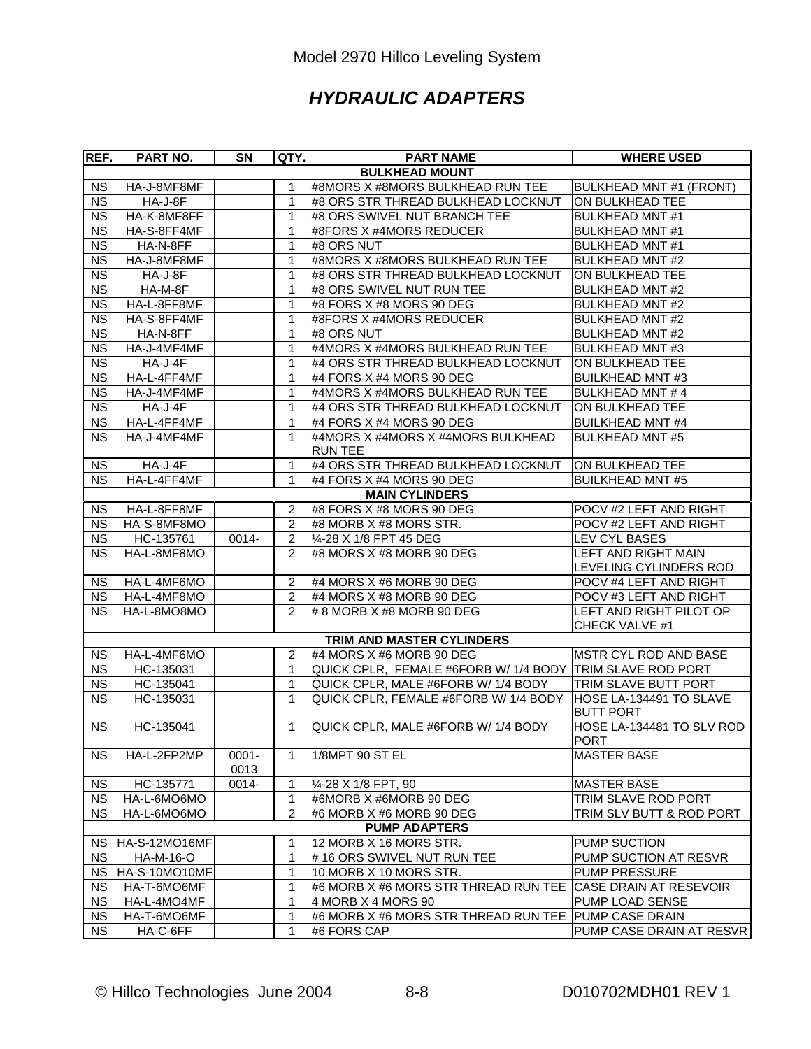Model 2970 Hillco Leveling System

## *HYDRAULIC ADAPTERS*

| REF. | PART NO. | SN | QTY. | PART NAME | WHERE USED |
|---|---|---|---|---|---|
| | | | | **BULKHEAD MOUNT** | |
| NS | HA-J-8MF8MF | | 1 | #8MORS X #8MORS BULKHEAD RUN TEE | BULKHEAD MNT #1 (FRONT) |
| NS | HA-J-8F | | 1 | #8 ORS STR THREAD BULKHEAD LOCKNUT | ON BULKHEAD TEE |
| NS | HA-K-8MF8FF | | 1 | #8 ORS SWIVEL NUT BRANCH TEE | BULKHEAD MNT #1 |
| NS | HA-S-8FF4MF | | 1 | #8FORS X #4MORS REDUCER | BULKHEAD MNT #1 |
| NS | HA-N-8FF | | 1 | #8 ORS NUT | BULKHEAD MNT #1 |
| NS | HA-J-8MF8MF | | 1 | #8MORS X #8MORS BULKHEAD RUN TEE | BULKHEAD MNT #2 |
| NS | HA-J-8F | | 1 | #8 ORS STR THREAD BULKHEAD LOCKNUT | ON BULKHEAD TEE |
| NS | HA-M-8F | | 1 | #8 ORS SWIVEL NUT RUN TEE | BULKHEAD MNT #2 |
| NS | HA-L-8FF8MF | | 1 | #8 FORS X #8 MORS 90 DEG | BULKHEAD MNT #2 |
| NS | HA-S-8FF4MF | | 1 | #8FORS X #4MORS REDUCER | BULKHEAD MNT #2 |
| NS | HA-N-8FF | | 1 | #8 ORS NUT | BULKHEAD MNT #2 |
| NS | HA-J-4MF4MF | | 1 | #4MORS X #4MORS BULKHEAD RUN TEE | BULKHEAD MNT #3 |
| NS | HA-J-4F | | 1 | #4 ORS STR THREAD BULKHEAD LOCKNUT | ON BULKHEAD TEE |
| NS | HA-L-4FF4MF | | 1 | #4 FORS X #4 MORS 90 DEG | BUILKHEAD MNT #3 |
| NS | HA-J-4MF4MF | | 1 | #4MORS X #4MORS BULKHEAD RUN TEE | BULKHEAD MNT # 4 |
| NS | HA-J-4F | | 1 | #4 ORS STR THREAD BULKHEAD LOCKNUT | ON BULKHEAD TEE |
| NS | HA-L-4FF4MF | | 1 | #4 FORS X #4 MORS 90 DEG | BUILKHEAD MNT #4 |
| NS | HA-J-4MF4MF | | 1 | #4MORS X #4MORS X #4MORS BULKHEAD RUN TEE | BULKHEAD MNT #5 |
| NS | HA-J-4F | | 1 | #4 ORS STR THREAD BULKHEAD LOCKNUT | ON BULKHEAD TEE |
| NS | HA-L-4FF4MF | | 1 | #4 FORS X #4 MORS 90 DEG | BUILKHEAD MNT #5 |
| | | | | **MAIN CYLINDERS** | |
| NS | HA-L-8FF8MF | | 2 | #8 FORS X #8 MORS 90 DEG | POCV #2 LEFT AND RIGHT |
| NS | HA-S-8MF8MO | | 2 | #8 MORB X #8 MORS STR. | POCV #2 LEFT AND RIGHT |
| NS | HC-135761 | 0014- | 2 | ¼-28 X 1/8 FPT 45 DEG | LEV CYL BASES |
| NS | HA-L-8MF8MO | | 2 | #8 MORS X #8 MORB 90 DEG | LEFT AND RIGHT MAIN LEVELING CYLINDERS ROD |
| NS | HA-L-4MF6MO | | 2 | #4 MORS X #6 MORB 90 DEG | POCV #4 LEFT AND RIGHT |
| NS | HA-L-4MF8MO | | 2 | #4 MORS X #8 MORB 90 DEG | POCV #3 LEFT AND RIGHT |
| NS | HA-L-8MO8MO | | 2 | # 8 MORB X #8 MORB 90 DEG | LEFT AND RIGHT PILOT OP CHECK VALVE #1 |
| | | | | **TRIM AND MASTER CYLINDERS** | |
| NS | HA-L-4MF6MO | | 2 | #4 MORS X #6 MORB 90 DEG | MSTR CYL ROD AND BASE |
| NS | HC-135031 | | 1 | QUICK CPLR, FEMALE #6FORB W/ 1/4 BODY | TRIM SLAVE ROD PORT |
| NS | HC-135041 | | 1 | QUICK CPLR, MALE #6FORB W/ 1/4 BODY | TRIM SLAVE BUTT PORT |
| NS | HC-135031 | | 1 | QUICK CPLR, FEMALE #6FORB W/ 1/4 BODY | HOSE LA-134491 TO SLAVE BUTT PORT |
| NS | HC-135041 | | 1 | QUICK CPLR, MALE #6FORB W/ 1/4 BODY | HOSE LA-134481 TO SLV ROD PORT |
| NS | HA-L-2FP2MP | 0001-0013 | 1 | 1/8MPT 90 ST EL | MASTER BASE |
| NS | HC-135771 | 0014- | 1 | ¼-28 X 1/8 FPT, 90 | MASTER BASE |
| NS | HA-L-6MO6MO | | 1 | #6MORB X #6MORB 90 DEG | TRIM SLAVE ROD PORT |
| NS | HA-L-6MO6MO | | 2 | #6 MORB X #6 MORB 90 DEG | TRIM SLV BUTT & ROD PORT |
| | | | | **PUMP ADAPTERS** | |
| NS | HA-S-12MO16MF | | 1 | 12 MORB X 16 MORS STR. | PUMP SUCTION |
| NS | HA-M-16-O | | 1 | # 16 ORS SWIVEL NUT RUN TEE | PUMP SUCTION AT RESVR |
| NS | HA-S-10MO10MF | | 1 | 10 MORB X 10 MORS STR. | PUMP PRESSURE |
| NS | HA-T-6MO6MF | | 1 | #6 MORB X #6 MORS STR THREAD RUN TEE | CASE DRAIN AT RESEVOIR |
| NS | HA-L-4MO4MF | | 1 | 4 MORB X 4 MORS 90 | PUMP LOAD SENSE |
| NS | HA-T-6MO6MF | | 1 | #6 MORB X #6 MORS STR THREAD RUN TEE | PUMP CASE DRAIN |
| NS | HA-C-6FF | | 1 | #6 FORS CAP | PUMP CASE DRAIN AT RESVR |

© Hillco Technologies June 2004 D010702MDH01 REV 1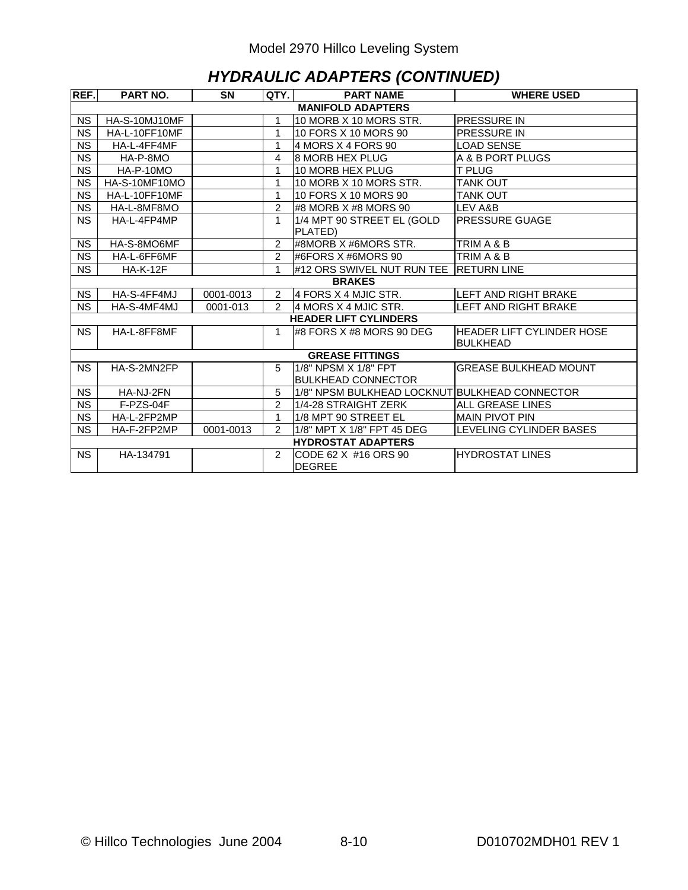Model 2970 Hillco Leveling System

## *HYDRAULIC ADAPTERS (CONTINUED)*

| REF. | PART NO. | SN | QTY. | PART NAME | WHERE USED |
|---|---|---|---|---|---|
| | | | | **MANIFOLD ADAPTERS** | |
| NS | HA-S-10MJ10MF | | 1 | 10 MORB X 10 MORS STR. | PRESSURE IN |
| NS | HA-L-10FF10MF | | 1 | 10 FORS X 10 MORS 90 | PRESSURE IN |
| NS | HA-L-4FF4MF | | 1 | 4 MORS X 4 FORS 90 | LOAD SENSE |
| NS | HA-P-8MO | | 4 | 8 MORB HEX PLUG | A & B PORT PLUGS |
| NS | HA-P-10MO | | 1 | 10 MORB HEX PLUG | T PLUG |
| NS | HA-S-10MF10MO | | 1 | 10 MORB X 10 MORS STR. | TANK OUT |
| NS | HA-L-10FF10MF | | 1 | 10 FORS X 10 MORS 90 | TANK OUT |
| NS | HA-L-8MF8MO | | 2 | #8 MORB X #8 MORS 90 | LEV A&B |
| NS | HA-L-4FP4MP | | 1 | 1/4 MPT 90 STREET EL (GOLD PLATED) | PRESSURE GUAGE |
| NS | HA-S-8MO6MF | | 2 | #8MORB X #6MORS STR. | TRIM A & B |
| NS | HA-L-6FF6MF | | 2 | #6FORS X #6MORS 90 | TRIM A & B |
| NS | HA-K-12F | | 1 | #12 ORS SWIVEL NUT RUN TEE | RETURN LINE |
| | | | | **BRAKES** | |
| NS | HA-S-4FF4MJ | 0001-0013 | 2 | 4 FORS X 4 MJIC STR. | LEFT AND RIGHT BRAKE |
| NS | HA-S-4MF4MJ | 0001-013 | 2 | 4 MORS X 4 MJIC STR. | LEFT AND RIGHT BRAKE |
| | | | | **HEADER LIFT CYLINDERS** | |
| NS | HA-L-8FF8MF | | 1 | #8 FORS X #8 MORS 90 DEG | HEADER LIFT CYLINDER HOSE BULKHEAD |
| | | | | **GREASE FITTINGS** | |
| NS | HA-S-2MN2FP | | 5 | 1/8" NPSM X 1/8" FPT BULKHEAD CONNECTOR | GREASE BULKHEAD MOUNT |
| NS | HA-NJ-2FN | | 5 | 1/8" NPSM BULKHEAD LOCKNUT | BULKHEAD CONNECTOR |
| NS | F-PZS-04F | | 2 | 1/4-28 STRAIGHT ZERK | ALL GREASE LINES |
| NS | HA-L-2FP2MP | | 1 | 1/8 MPT 90 STREET EL | MAIN PIVOT PIN |
| NS | HA-F-2FP2MP | 0001-0013 | 2 | 1/8" MPT X 1/8" FPT 45 DEG | LEVELING CYLINDER BASES |
| | | | | **HYDROSTAT ADAPTERS** | |
| NS | HA-134791 | | 2 | CODE 62 X #16 ORS 90 DEGREE | HYDROSTAT LINES |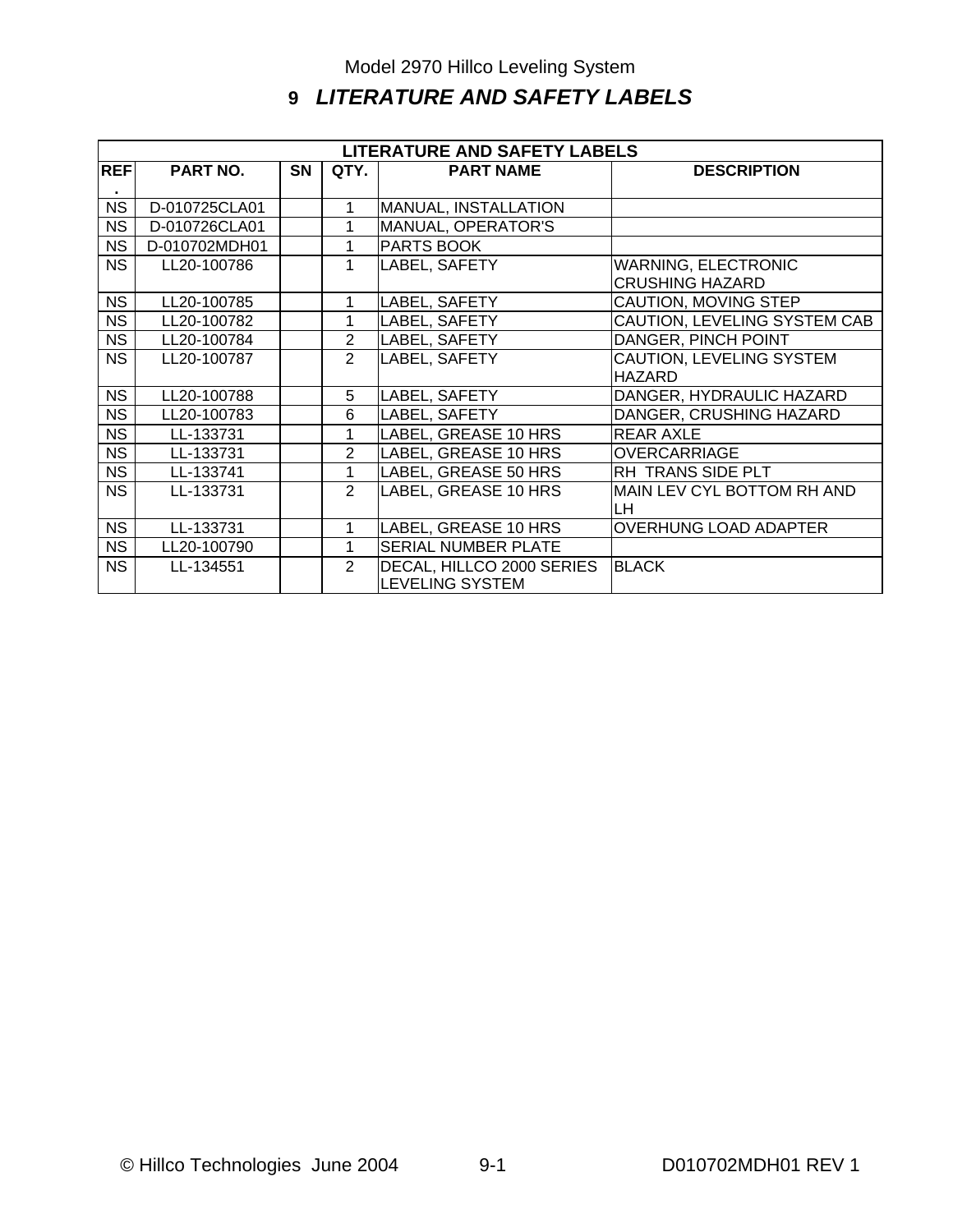# 9 *LITERATURE AND SAFETY LABELS*

| LITERATURE AND SAFETY LABELS | | | | | |
|---|---|---|---|---|---|
| REF. | PART NO. | SN | QTY. | PART NAME | DESCRIPTION |
| NS | D-010725CLA01 | | 1 | MANUAL, INSTALLATION | |
| NS | D-010726CLA01 | | 1 | MANUAL, OPERATOR'S | |
| NS | D-010702MDH01 | | 1 | PARTS BOOK | |
| NS | LL20-100786 | | 1 | LABEL, SAFETY | WARNING, ELECTRONIC CRUSHING HAZARD |
| NS | LL20-100785 | | 1 | LABEL, SAFETY | CAUTION, MOVING STEP |
| NS | LL20-100782 | | 1 | LABEL, SAFETY | CAUTION, LEVELING SYSTEM CAB |
| NS | LL20-100784 | | 2 | LABEL, SAFETY | DANGER, PINCH POINT |
| NS | LL20-100787 | | 2 | LABEL, SAFETY | CAUTION, LEVELING SYSTEM HAZARD |
| NS | LL20-100788 | | 5 | LABEL, SAFETY | DANGER, HYDRAULIC HAZARD |
| NS | LL20-100783 | | 6 | LABEL, SAFETY | DANGER, CRUSHING HAZARD |
| NS | LL-133731 | | 1 | LABEL, GREASE 10 HRS | REAR AXLE |
| NS | LL-133731 | | 2 | LABEL, GREASE 10 HRS | OVERCARRIAGE |
| NS | LL-133741 | | 1 | LABEL, GREASE 50 HRS | RH TRANS SIDE PLT |
| NS | LL-133731 | | 2 | LABEL, GREASE 10 HRS | MAIN LEV CYL BOTTOM RH AND LH |
| NS | LL-133731 | | 1 | LABEL, GREASE 10 HRS | OVERHUNG LOAD ADAPTER |
| NS | LL20-100790 | | 1 | SERIAL NUMBER PLATE | |
| NS | LL-134551 | | 2 | DECAL, HILLCO 2000 SERIES LEVELING SYSTEM | BLACK |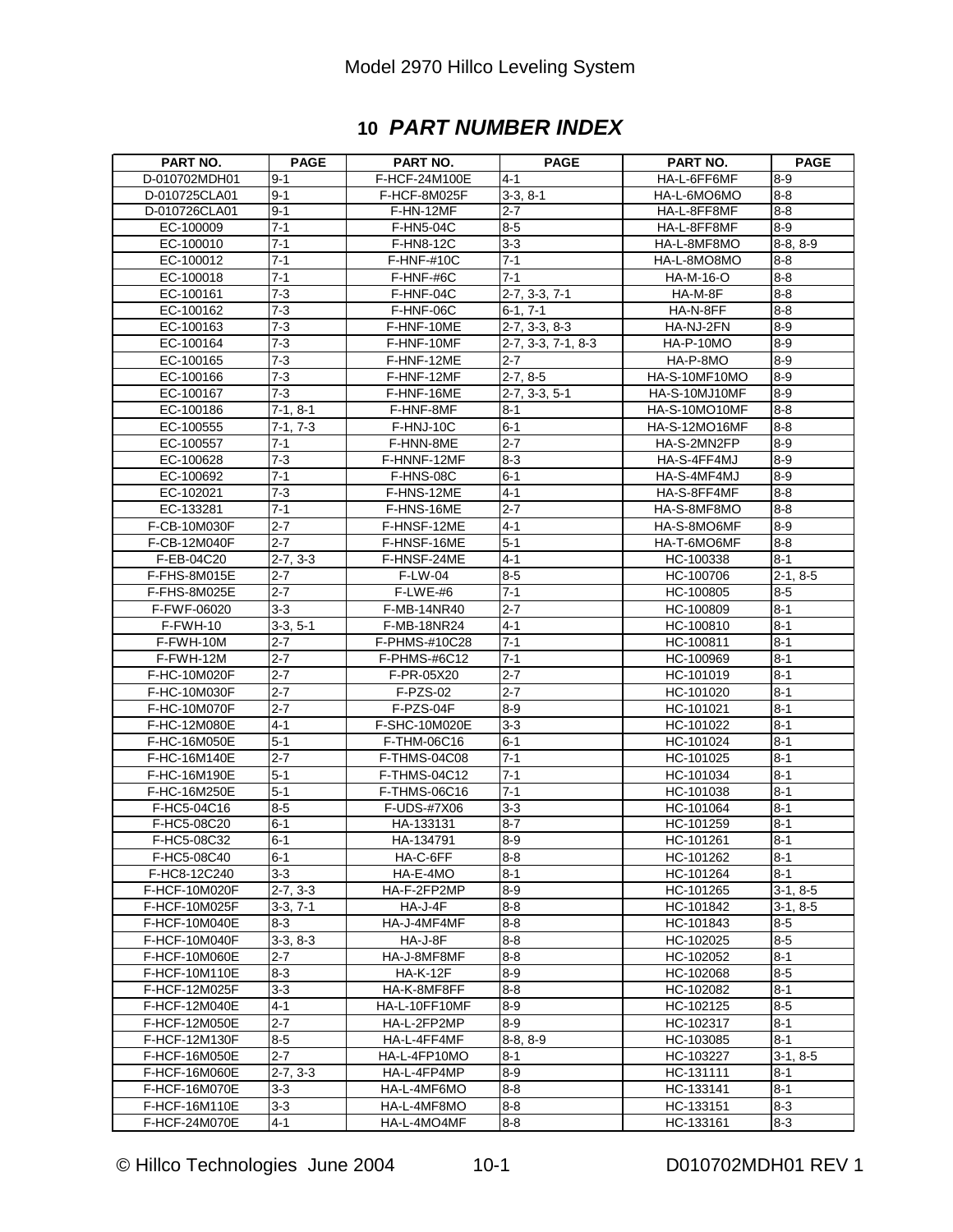# 10 *PART NUMBER INDEX*

| PART NO. | PAGE | PART NO. | PAGE | PART NO. | PAGE |
|---|---|---|---|---|---|
| D-010702MDH01 | 9-1 | F-HCF-24M100E | 4-1 | HA-L-6FF6MF | 8-9 |
| D-010725CLA01 | 9-1 | F-HCF-8M025F | 3-3, 8-1 | HA-L-6MO6MO | 8-8 |
| D-010726CLA01 | 9-1 | F-HN-12MF | 2-7 | HA-L-8FF8MF | 8-8 |
| EC-100009 | 7-1 | F-HN5-04C | 8-5 | HA-L-8FF8MF | 8-9 |
| EC-100010 | 7-1 | F-HN8-12C | 3-3 | HA-L-8MF8MO | 8-8, 8-9 |
| EC-100012 | 7-1 | F-HNF-#10C | 7-1 | HA-L-8MO8MO | 8-8 |
| EC-100018 | 7-1 | F-HNF-#6C | 7-1 | HA-M-16-O | 8-8 |
| EC-100161 | 7-3 | F-HNF-04C | 2-7, 3-3, 7-1 | HA-M-8F | 8-8 |
| EC-100162 | 7-3 | F-HNF-06C | 6-1, 7-1 | HA-N-8FF | 8-8 |
| EC-100163 | 7-3 | F-HNF-10ME | 2-7, 3-3, 8-3 | HA-NJ-2FN | 8-9 |
| EC-100164 | 7-3 | F-HNF-10MF | 2-7, 3-3, 7-1, 8-3 | HA-P-10MO | 8-9 |
| EC-100165 | 7-3 | F-HNF-12ME | 2-7 | HA-P-8MO | 8-9 |
| EC-100166 | 7-3 | F-HNF-12MF | 2-7, 8-5 | HA-S-10MF10MO | 8-9 |
| EC-100167 | 7-3 | F-HNF-16ME | 2-7, 3-3, 5-1 | HA-S-10MJ10MF | 8-9 |
| EC-100186 | 7-1, 8-1 | F-HNF-8MF | 8-1 | HA-S-10MO10MF | 8-8 |
| EC-100555 | 7-1, 7-3 | F-HNJ-10C | 6-1 | HA-S-12MO16MF | 8-8 |
| EC-100557 | 7-1 | F-HNN-8ME | 2-7 | HA-S-2MN2FP | 8-9 |
| EC-100628 | 7-3 | F-HNNF-12MF | 8-3 | HA-S-4FF4MJ | 8-9 |
| EC-100692 | 7-1 | F-HNS-08C | 6-1 | HA-S-4MF4MJ | 8-9 |
| EC-102021 | 7-3 | F-HNS-12ME | 4-1 | HA-S-8FF4MF | 8-8 |
| EC-133281 | 7-1 | F-HNS-16ME | 2-7 | HA-S-8MF8MO | 8-8 |
| F-CB-10M030F | 2-7 | F-HNSF-12ME | 4-1 | HA-S-8MO6MF | 8-9 |
| F-CB-12M040F | 2-7 | F-HNSF-16ME | 5-1 | HA-T-6MO6MF | 8-8 |
| F-EB-04C20 | 2-7, 3-3 | F-HNSF-24ME | 4-1 | HC-100338 | 8-1 |
| F-FHS-8M015E | 2-7 | F-LW-04 | 8-5 | HC-100706 | 2-1, 8-5 |
| F-FHS-8M025E | 2-7 | F-LWE-#6 | 7-1 | HC-100805 | 8-5 |
| F-FWF-06020 | 3-3 | F-MB-14NR40 | 2-7 | HC-100809 | 8-1 |
| F-FWH-10 | 3-3, 5-1 | F-MB-18NR24 | 4-1 | HC-100810 | 8-1 |
| F-FWH-10M | 2-7 | F-PHMS-#10C28 | 7-1 | HC-100811 | 8-1 |
| F-FWH-12M | 2-7 | F-PHMS-#6C12 | 7-1 | HC-100969 | 8-1 |
| F-HC-10M020F | 2-7 | F-PR-05X20 | 2-7 | HC-101019 | 8-1 |
| F-HC-10M030F | 2-7 | F-PZS-02 | 2-7 | HC-101020 | 8-1 |
| F-HC-10M070F | 2-7 | F-PZS-04F | 8-9 | HC-101021 | 8-1 |
| F-HC-12M080E | 4-1 | F-SHC-10M020E | 3-3 | HC-101022 | 8-1 |
| F-HC-16M050E | 5-1 | F-THM-06C16 | 6-1 | HC-101024 | 8-1 |
| F-HC-16M140E | 2-7 | F-THMS-04C08 | 7-1 | HC-101025 | 8-1 |
| F-HC-16M190E | 5-1 | F-THMS-04C12 | 7-1 | HC-101034 | 8-1 |
| F-HC-16M250E | 5-1 | F-THMS-06C16 | 7-1 | HC-101038 | 8-1 |
| F-HC5-04C16 | 8-5 | F-UDS-#7X06 | 3-3 | HC-101064 | 8-1 |
| F-HC5-08C20 | 6-1 | HA-133131 | 8-7 | HC-101259 | 8-1 |
| F-HC5-08C32 | 6-1 | HA-134791 | 8-9 | HC-101261 | 8-1 |
| F-HC5-08C40 | 6-1 | HA-C-6FF | 8-8 | HC-101262 | 8-1 |
| F-HC8-12C240 | 3-3 | HA-E-4MO | 8-1 | HC-101264 | 8-1 |
| F-HCF-10M020F | 2-7, 3-3 | HA-F-2FP2MP | 8-9 | HC-101265 | 3-1, 8-5 |
| F-HCF-10M025F | 3-3, 7-1 | HA-J-4F | 8-8 | HC-101842 | 3-1, 8-5 |
| F-HCF-10M040E | 8-3 | HA-J-4MF4MF | 8-8 | HC-101843 | 8-5 |
| F-HCF-10M040F | 3-3, 8-3 | HA-J-8F | 8-8 | HC-102025 | 8-5 |
| F-HCF-10M060E | 2-7 | HA-J-8MF8MF | 8-8 | HC-102052 | 8-1 |
| F-HCF-10M110E | 8-3 | HA-K-12F | 8-9 | HC-102068 | 8-5 |
| F-HCF-12M025F | 3-3 | HA-K-8MF8FF | 8-8 | HC-102082 | 8-1 |
| F-HCF-12M040E | 4-1 | HA-L-10FF10MF | 8-9 | HC-102125 | 8-5 |
| F-HCF-12M050E | 2-7 | HA-L-2FP2MP | 8-9 | HC-102317 | 8-1 |
| F-HCF-12M130F | 8-5 | HA-L-4FF4MF | 8-8, 8-9 | HC-103085 | 8-1 |
| F-HCF-16M050E | 2-7 | HA-L-4FP10MO | 8-1 | HC-103227 | 3-1, 8-5 |
| F-HCF-16M060E | 2-7, 3-3 | HA-L-4FP4MP | 8-9 | HC-131111 | 8-1 |
| F-HCF-16M070E | 3-3 | HA-L-4MF6MO | 8-8 | HC-133141 | 8-1 |
| F-HCF-16M110E | 3-3 | HA-L-4MF8MO | 8-8 | HC-133151 | 8-3 |
| F-HCF-24M070E | 4-1 | HA-L-4MO4MF | 8-8 | HC-133161 | 8-3 |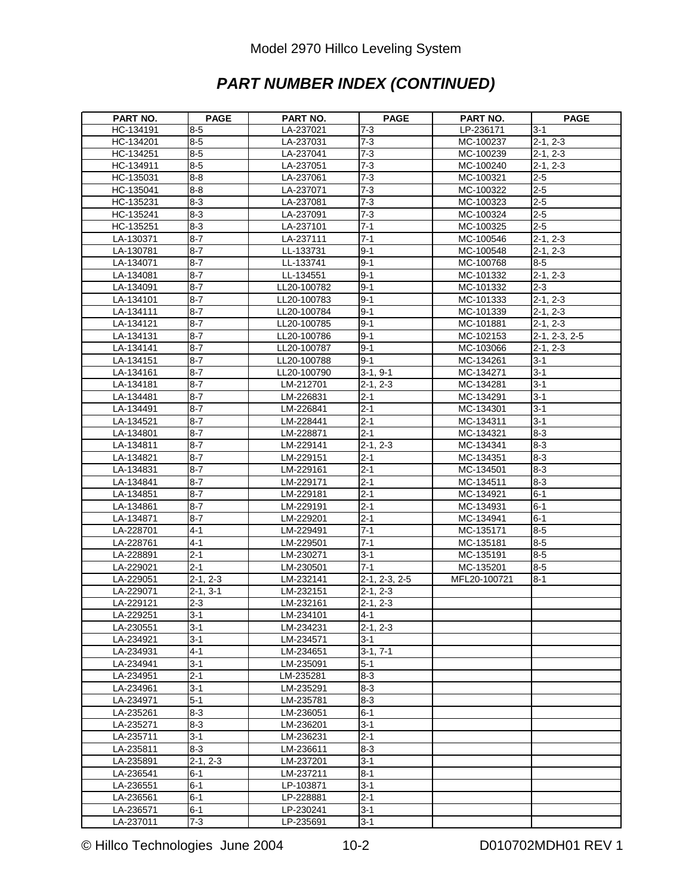## *PART NUMBER INDEX (CONTINUED)*

| PART NO. | PAGE | PART NO. | PAGE | PART NO. | PAGE |
|---|---|---|---|---|---|
| HC-134191 | 8-5 | LA-237021 | 7-3 | LP-236171 | 3-1 |
| HC-134201 | 8-5 | LA-237031 | 7-3 | MC-100237 | 2-1, 2-3 |
| HC-134251 | 8-5 | LA-237041 | 7-3 | MC-100239 | 2-1, 2-3 |
| HC-134911 | 8-5 | LA-237051 | 7-3 | MC-100240 | 2-1, 2-3 |
| HC-135031 | 8-8 | LA-237061 | 7-3 | MC-100321 | 2-5 |
| HC-135041 | 8-8 | LA-237071 | 7-3 | MC-100322 | 2-5 |
| HC-135231 | 8-3 | LA-237081 | 7-3 | MC-100323 | 2-5 |
| HC-135241 | 8-3 | LA-237091 | 7-3 | MC-100324 | 2-5 |
| HC-135251 | 8-3 | LA-237101 | 7-1 | MC-100325 | 2-5 |
| LA-130371 | 8-7 | LA-237111 | 7-1 | MC-100546 | 2-1, 2-3 |
| LA-130781 | 8-7 | LL-133731 | 9-1 | MC-100548 | 2-1, 2-3 |
| LA-134071 | 8-7 | LL-133741 | 9-1 | MC-100768 | 8-5 |
| LA-134081 | 8-7 | LL-134551 | 9-1 | MC-101332 | 2-1, 2-3 |
| LA-134091 | 8-7 | LL20-100782 | 9-1 | MC-101332 | 2-3 |
| LA-134101 | 8-7 | LL20-100783 | 9-1 | MC-101333 | 2-1, 2-3 |
| LA-134111 | 8-7 | LL20-100784 | 9-1 | MC-101339 | 2-1, 2-3 |
| LA-134121 | 8-7 | LL20-100785 | 9-1 | MC-101881 | 2-1, 2-3 |
| LA-134131 | 8-7 | LL20-100786 | 9-1 | MC-102153 | 2-1, 2-3, 2-5 |
| LA-134141 | 8-7 | LL20-100787 | 9-1 | MC-103066 | 2-1, 2-3 |
| LA-134151 | 8-7 | LL20-100788 | 9-1 | MC-134261 | 3-1 |
| LA-134161 | 8-7 | LL20-100790 | 3-1, 9-1 | MC-134271 | 3-1 |
| LA-134181 | 8-7 | LM-212701 | 2-1, 2-3 | MC-134281 | 3-1 |
| LA-134481 | 8-7 | LM-226831 | 2-1 | MC-134291 | 3-1 |
| LA-134491 | 8-7 | LM-226841 | 2-1 | MC-134301 | 3-1 |
| LA-134521 | 8-7 | LM-228441 | 2-1 | MC-134311 | 3-1 |
| LA-134801 | 8-7 | LM-228871 | 2-1 | MC-134321 | 8-3 |
| LA-134811 | 8-7 | LM-229141 | 2-1, 2-3 | MC-134341 | 8-3 |
| LA-134821 | 8-7 | LM-229151 | 2-1 | MC-134351 | 8-3 |
| LA-134831 | 8-7 | LM-229161 | 2-1 | MC-134501 | 8-3 |
| LA-134841 | 8-7 | LM-229171 | 2-1 | MC-134511 | 8-3 |
| LA-134851 | 8-7 | LM-229181 | 2-1 | MC-134921 | 6-1 |
| LA-134861 | 8-7 | LM-229191 | 2-1 | MC-134931 | 6-1 |
| LA-134871 | 8-7 | LM-229201 | 2-1 | MC-134941 | 6-1 |
| LA-228701 | 4-1 | LM-229491 | 7-1 | MC-135171 | 8-5 |
| LA-228761 | 4-1 | LM-229501 | 7-1 | MC-135181 | 8-5 |
| LA-228891 | 2-1 | LM-230271 | 3-1 | MC-135191 | 8-5 |
| LA-229021 | 2-1 | LM-230501 | 7-1 | MC-135201 | 8-5 |
| LA-229051 | 2-1, 2-3 | LM-232141 | 2-1, 2-3, 2-5 | MFL20-100721 | 8-1 |
| LA-229071 | 2-1, 3-1 | LM-232151 | 2-1, 2-3 | | |
| LA-229121 | 2-3 | LM-232161 | 2-1, 2-3 | | |
| LA-229251 | 3-1 | LM-234101 | 4-1 | | |
| LA-230551 | 3-1 | LM-234231 | 2-1, 2-3 | | |
| LA-234921 | 3-1 | LM-234571 | 3-1 | | |
| LA-234931 | 4-1 | LM-234651 | 3-1, 7-1 | | |
| LA-234941 | 3-1 | LM-235091 | 5-1 | | |
| LA-234951 | 2-1 | LM-235281 | 8-3 | | |
| LA-234961 | 3-1 | LM-235291 | 8-3 | | |
| LA-234971 | 5-1 | LM-235781 | 8-3 | | |
| LA-235261 | 8-3 | LM-236051 | 6-1 | | |
| LA-235271 | 8-3 | LM-236201 | 3-1 | | |
| LA-235711 | 3-1 | LM-236231 | 2-1 | | |
| LA-235811 | 8-3 | LM-236611 | 8-3 | | |
| LA-235891 | 2-1, 2-3 | LM-237201 | 3-1 | | |
| LA-236541 | 6-1 | LM-237211 | 8-1 | | |
| LA-236551 | 6-1 | LP-103871 | 3-1 | | |
| LA-236561 | 6-1 | LP-228881 | 2-1 | | |
| LA-236571 | 6-1 | LP-230241 | 3-1 | | |
| LA-237011 | 7-3 | LP-235691 | 3-1 | | |